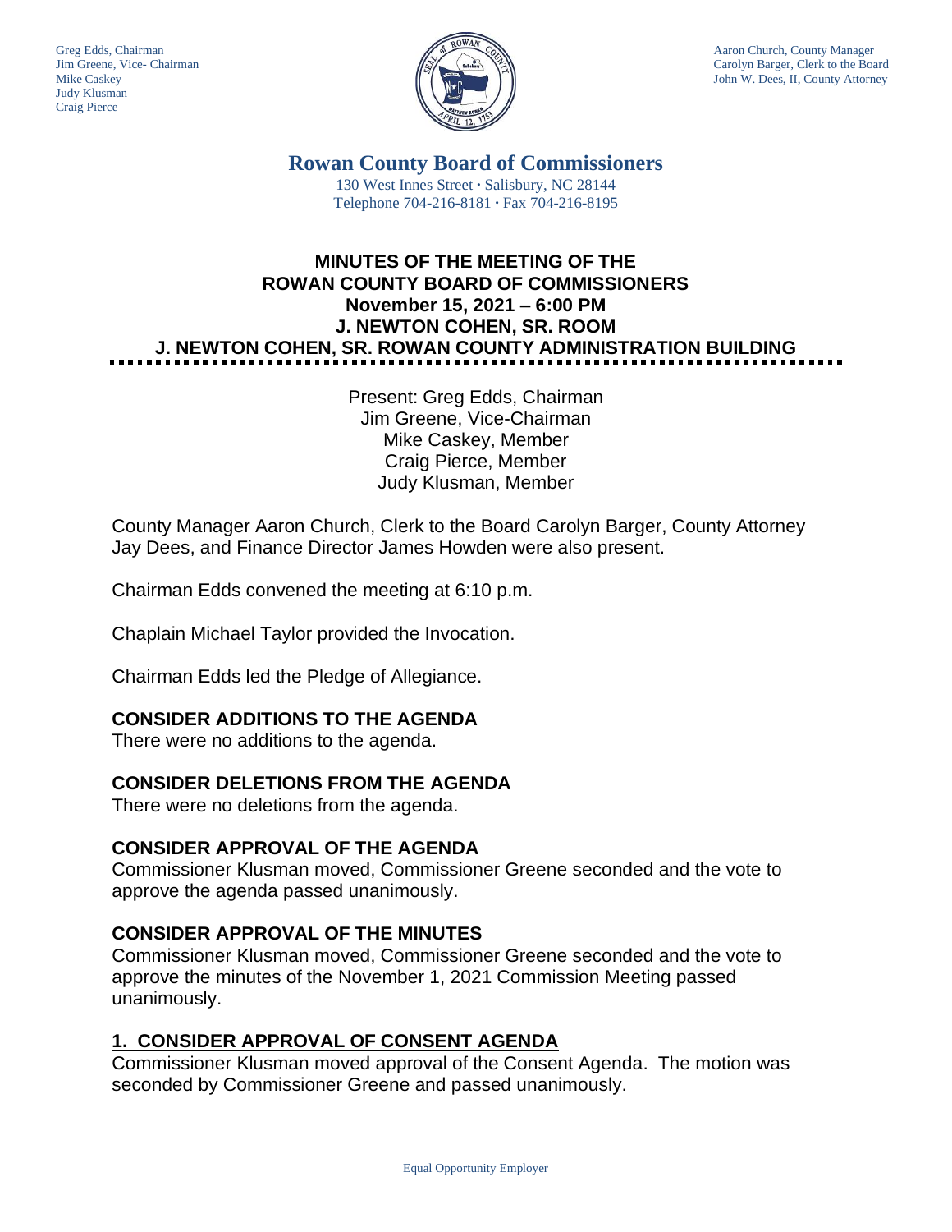Greg Edds, Chairman
Jim Greene, Vice- Chairman
Mike Caskey
Judy Klusman
Craig Pierce

Aaron Church, County Manager
Carolyn Barger, Clerk to the Board
John W. Dees, II, County Attorney

**Rowan County Board of Commissioners**
130 West Innes Street · Salisbury, NC 28144
Telephone 704-216-8181 · Fax 704-216-8195

# MINUTES OF THE MEETING OF THE ROWAN COUNTY BOARD OF COMMISSIONERS
# November 15, 2021 – 6:00 PM
# J. NEWTON COHEN, SR. ROOM
# J. NEWTON COHEN, SR. ROWAN COUNTY ADMINISTRATION BUILDING

Present: Greg Edds, Chairman
Jim Greene, Vice-Chairman
Mike Caskey, Member
Craig Pierce, Member
Judy Klusman, Member

County Manager Aaron Church, Clerk to the Board Carolyn Barger, County Attorney Jay Dees, and Finance Director James Howden were also present.

Chairman Edds convened the meeting at 6:10 p.m.

Chaplain Michael Taylor provided the Invocation.

Chairman Edds led the Pledge of Allegiance.

## CONSIDER ADDITIONS TO THE AGENDA

There were no additions to the agenda.

## CONSIDER DELETIONS FROM THE AGENDA

There were no deletions from the agenda.

## CONSIDER APPROVAL OF THE AGENDA

Commissioner Klusman moved, Commissioner Greene seconded and the vote to approve the agenda passed unanimously.

## CONSIDER APPROVAL OF THE MINUTES

Commissioner Klusman moved, Commissioner Greene seconded and the vote to approve the minutes of the November 1, 2021 Commission Meeting passed unanimously.

## 1. CONSIDER APPROVAL OF CONSENT AGENDA

Commissioner Klusman moved approval of the Consent Agenda. The motion was seconded by Commissioner Greene and passed unanimously.

Equal Opportunity Employer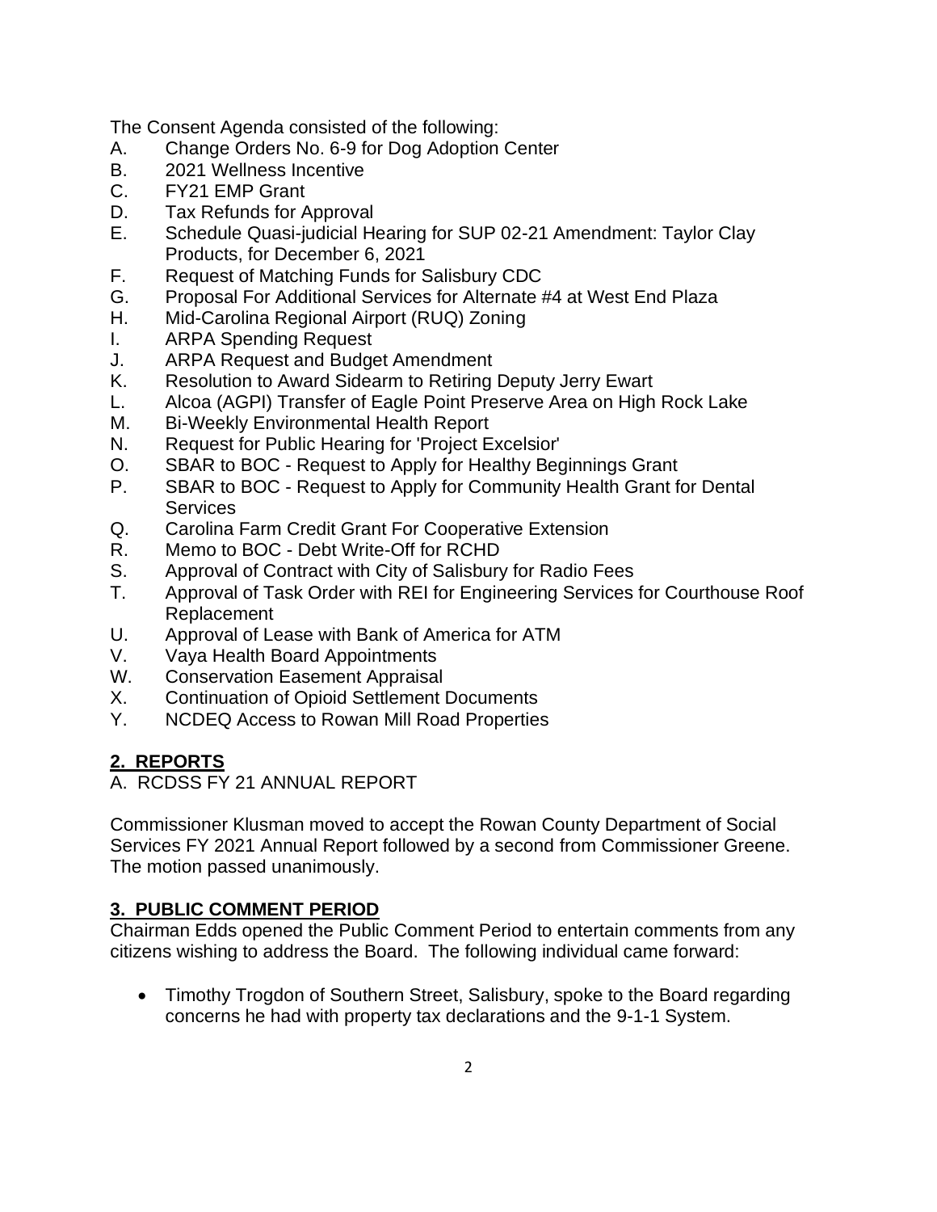The Consent Agenda consisted of the following:

A. Change Orders No. 6-9 for Dog Adoption Center
B. 2021 Wellness Incentive
C. FY21 EMP Grant
D. Tax Refunds for Approval
E. Schedule Quasi-judicial Hearing for SUP 02-21 Amendment: Taylor Clay Products, for December 6, 2021
F. Request of Matching Funds for Salisbury CDC
G. Proposal For Additional Services for Alternate #4 at West End Plaza
H. Mid-Carolina Regional Airport (RUQ) Zoning
I. ARPA Spending Request
J. ARPA Request and Budget Amendment
K. Resolution to Award Sidearm to Retiring Deputy Jerry Ewart
L. Alcoa (AGPI) Transfer of Eagle Point Preserve Area on High Rock Lake
M. Bi-Weekly Environmental Health Report
N. Request for Public Hearing for 'Project Excelsior'
O. SBAR to BOC - Request to Apply for Healthy Beginnings Grant
P. SBAR to BOC - Request to Apply for Community Health Grant for Dental Services
Q. Carolina Farm Credit Grant For Cooperative Extension
R. Memo to BOC - Debt Write-Off for RCHD
S. Approval of Contract with City of Salisbury for Radio Fees
T. Approval of Task Order with REI for Engineering Services for Courthouse Roof Replacement
U. Approval of Lease with Bank of America for ATM
V. Vaya Health Board Appointments
W. Conservation Easement Appraisal
X. Continuation of Opioid Settlement Documents
Y. NCDEQ Access to Rowan Mill Road Properties

## **2. REPORTS**

A. RCDSS FY 21 ANNUAL REPORT

Commissioner Klusman moved to accept the Rowan County Department of Social Services FY 2021 Annual Report followed by a second from Commissioner Greene. The motion passed unanimously.

## **3. PUBLIC COMMENT PERIOD**

Chairman Edds opened the Public Comment Period to entertain comments from any citizens wishing to address the Board. The following individual came forward:

- Timothy Trogdon of Southern Street, Salisbury, spoke to the Board regarding concerns he had with property tax declarations and the 9-1-1 System.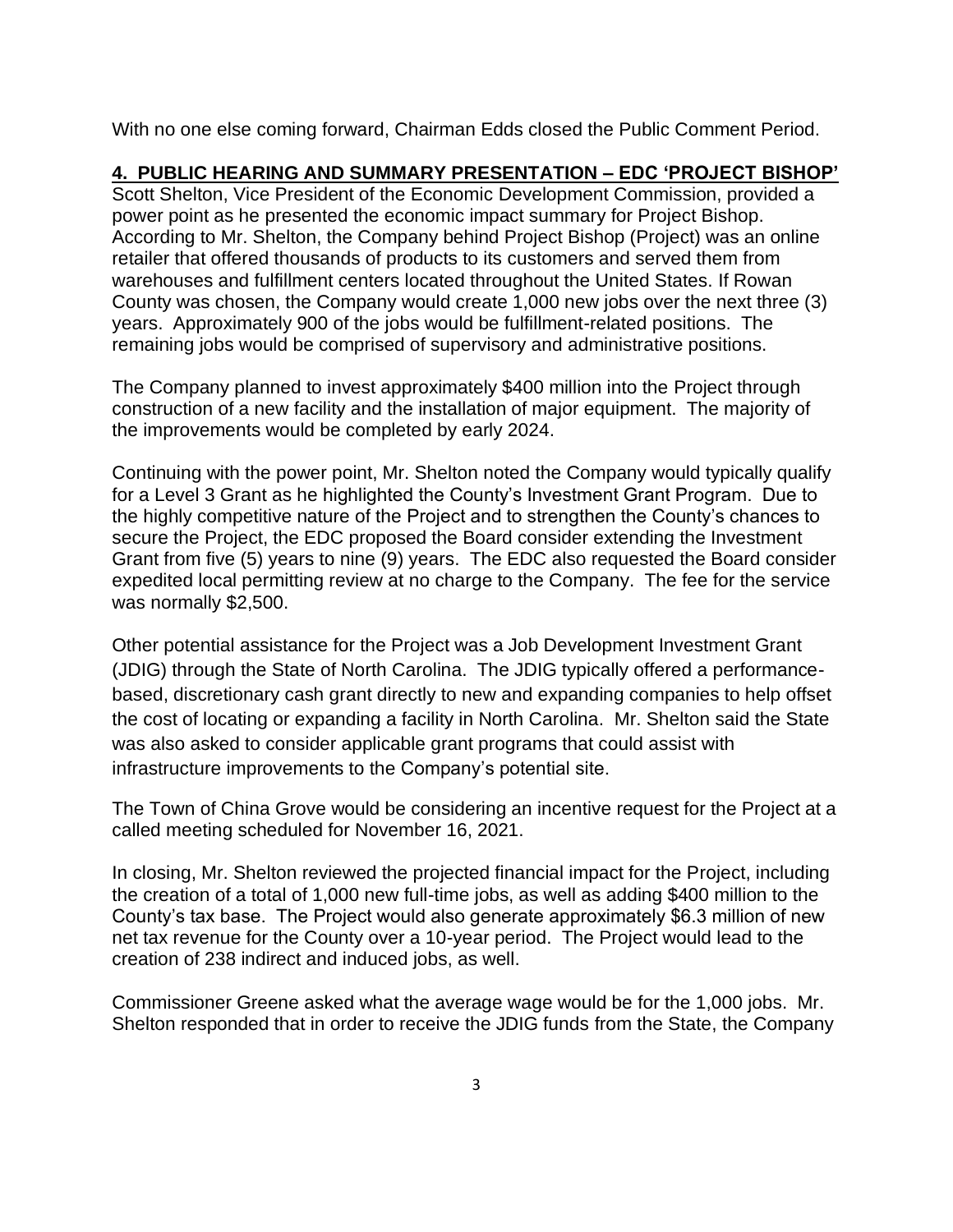With no one else coming forward, Chairman Edds closed the Public Comment Period.

## 4. PUBLIC HEARING AND SUMMARY PRESENTATION – EDC 'PROJECT BISHOP'

Scott Shelton, Vice President of the Economic Development Commission, provided a power point as he presented the economic impact summary for Project Bishop. According to Mr. Shelton, the Company behind Project Bishop (Project) was an online retailer that offered thousands of products to its customers and served them from warehouses and fulfillment centers located throughout the United States. If Rowan County was chosen, the Company would create 1,000 new jobs over the next three (3) years. Approximately 900 of the jobs would be fulfillment-related positions. The remaining jobs would be comprised of supervisory and administrative positions.

The Company planned to invest approximately $400 million into the Project through construction of a new facility and the installation of major equipment. The majority of the improvements would be completed by early 2024.

Continuing with the power point, Mr. Shelton noted the Company would typically qualify for a Level 3 Grant as he highlighted the County's Investment Grant Program. Due to the highly competitive nature of the Project and to strengthen the County's chances to secure the Project, the EDC proposed the Board consider extending the Investment Grant from five (5) years to nine (9) years. The EDC also requested the Board consider expedited local permitting review at no charge to the Company. The fee for the service was normally $2,500.

Other potential assistance for the Project was a Job Development Investment Grant (JDIG) through the State of North Carolina. The JDIG typically offered a performance-based, discretionary cash grant directly to new and expanding companies to help offset the cost of locating or expanding a facility in North Carolina. Mr. Shelton said the State was also asked to consider applicable grant programs that could assist with infrastructure improvements to the Company's potential site.

The Town of China Grove would be considering an incentive request for the Project at a called meeting scheduled for November 16, 2021.

In closing, Mr. Shelton reviewed the projected financial impact for the Project, including the creation of a total of 1,000 new full-time jobs, as well as adding $400 million to the County's tax base. The Project would also generate approximately $6.3 million of new net tax revenue for the County over a 10-year period. The Project would lead to the creation of 238 indirect and induced jobs, as well.

Commissioner Greene asked what the average wage would be for the 1,000 jobs. Mr. Shelton responded that in order to receive the JDIG funds from the State, the Company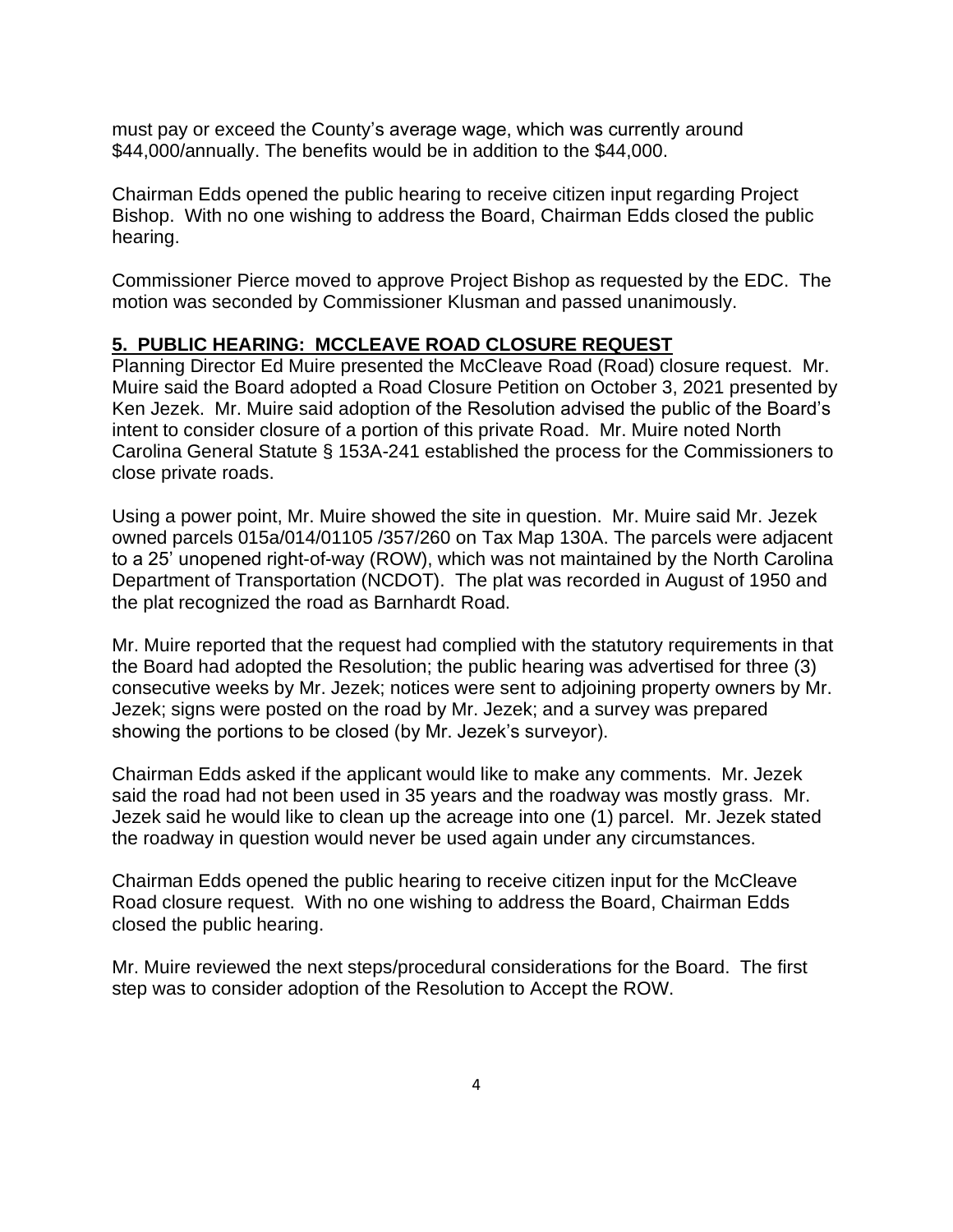must pay or exceed the County's average wage, which was currently around $44,000/annually. The benefits would be in addition to the $44,000.

Chairman Edds opened the public hearing to receive citizen input regarding Project Bishop. With no one wishing to address the Board, Chairman Edds closed the public hearing.

Commissioner Pierce moved to approve Project Bishop as requested by the EDC. The motion was seconded by Commissioner Klusman and passed unanimously.

## **5. PUBLIC HEARING: MCCLEAVE ROAD CLOSURE REQUEST**

Planning Director Ed Muire presented the McCleave Road (Road) closure request. Mr. Muire said the Board adopted a Road Closure Petition on October 3, 2021 presented by Ken Jezek. Mr. Muire said adoption of the Resolution advised the public of the Board's intent to consider closure of a portion of this private Road. Mr. Muire noted North Carolina General Statute § 153A-241 established the process for the Commissioners to close private roads.

Using a power point, Mr. Muire showed the site in question. Mr. Muire said Mr. Jezek owned parcels 015a/014/01105 /357/260 on Tax Map 130A. The parcels were adjacent to a 25' unopened right-of-way (ROW), which was not maintained by the North Carolina Department of Transportation (NCDOT). The plat was recorded in August of 1950 and the plat recognized the road as Barnhardt Road.

Mr. Muire reported that the request had complied with the statutory requirements in that the Board had adopted the Resolution; the public hearing was advertised for three (3) consecutive weeks by Mr. Jezek; notices were sent to adjoining property owners by Mr. Jezek; signs were posted on the road by Mr. Jezek; and a survey was prepared showing the portions to be closed (by Mr. Jezek's surveyor).

Chairman Edds asked if the applicant would like to make any comments. Mr. Jezek said the road had not been used in 35 years and the roadway was mostly grass. Mr. Jezek said he would like to clean up the acreage into one (1) parcel. Mr. Jezek stated the roadway in question would never be used again under any circumstances.

Chairman Edds opened the public hearing to receive citizen input for the McCleave Road closure request. With no one wishing to address the Board, Chairman Edds closed the public hearing.

Mr. Muire reviewed the next steps/procedural considerations for the Board. The first step was to consider adoption of the Resolution to Accept the ROW.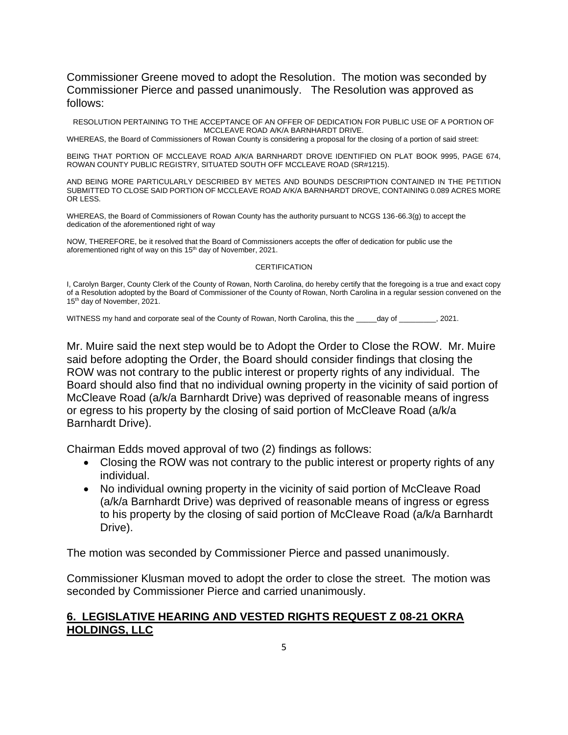Commissioner Greene moved to adopt the Resolution. The motion was seconded by Commissioner Pierce and passed unanimously. The Resolution was approved as follows:

RESOLUTION PERTAINING TO THE ACCEPTANCE OF AN OFFER OF DEDICATION FOR PUBLIC USE OF A PORTION OF MCCLEAVE ROAD A/K/A BARNHARDT DRIVE.

WHEREAS, the Board of Commissioners of Rowan County is considering a proposal for the closing of a portion of said street:

BEING THAT PORTION OF MCCLEAVE ROAD A/K/A BARNHARDT DROVE IDENTIFIED ON PLAT BOOK 9995, PAGE 674, ROWAN COUNTY PUBLIC REGISTRY, SITUATED SOUTH OFF MCCLEAVE ROAD (SR#1215).

AND BEING MORE PARTICULARLY DESCRIBED BY METES AND BOUNDS DESCRIPTION CONTAINED IN THE PETITION SUBMITTED TO CLOSE SAID PORTION OF MCCLEAVE ROAD A/K/A BARNHARDT DROVE, CONTAINING 0.089 ACRES MORE OR LESS.

WHEREAS, the Board of Commissioners of Rowan County has the authority pursuant to NCGS 136-66.3(g) to accept the dedication of the aforementioned right of way

NOW, THEREFORE, be it resolved that the Board of Commissioners accepts the offer of dedication for public use the aforementioned right of way on this 15th day of November, 2021.

CERTIFICATION

I, Carolyn Barger, County Clerk of the County of Rowan, North Carolina, do hereby certify that the foregoing is a true and exact copy of a Resolution adopted by the Board of Commissioner of the County of Rowan, North Carolina in a regular session convened on the 15th day of November, 2021.

WITNESS my hand and corporate seal of the County of Rowan, North Carolina, this the _____day of _________, 2021.

Mr. Muire said the next step would be to Adopt the Order to Close the ROW. Mr. Muire said before adopting the Order, the Board should consider findings that closing the ROW was not contrary to the public interest or property rights of any individual. The Board should also find that no individual owning property in the vicinity of said portion of McCleave Road (a/k/a Barnhardt Drive) was deprived of reasonable means of ingress or egress to his property by the closing of said portion of McCleave Road (a/k/a Barnhardt Drive).

Chairman Edds moved approval of two (2) findings as follows:

- Closing the ROW was not contrary to the public interest or property rights of any individual.
- No individual owning property in the vicinity of said portion of McCleave Road (a/k/a Barnhardt Drive) was deprived of reasonable means of ingress or egress to his property by the closing of said portion of McCleave Road (a/k/a Barnhardt Drive).

The motion was seconded by Commissioner Pierce and passed unanimously.

Commissioner Klusman moved to adopt the order to close the street. The motion was seconded by Commissioner Pierce and carried unanimously.

## 6. LEGISLATIVE HEARING AND VESTED RIGHTS REQUEST Z 08-21 OKRA HOLDINGS, LLC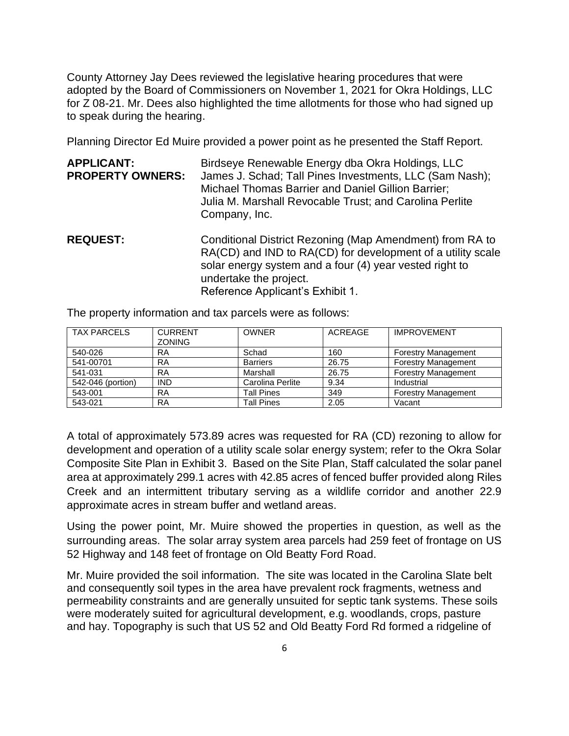County Attorney Jay Dees reviewed the legislative hearing procedures that were adopted by the Board of Commissioners on November 1, 2021 for Okra Holdings, LLC for Z 08-21. Mr. Dees also highlighted the time allotments for those who had signed up to speak during the hearing.

Planning Director Ed Muire provided a power point as he presented the Staff Report.

**APPLICANT:** Birdseye Renewable Energy dba Okra Holdings, LLC

**PROPERTY OWNERS:** James J. Schad; Tall Pines Investments, LLC (Sam Nash); Michael Thomas Barrier and Daniel Gillion Barrier; Julia M. Marshall Revocable Trust; and Carolina Perlite Company, Inc.

**REQUEST:** Conditional District Rezoning (Map Amendment) from RA to RA(CD) and IND to RA(CD) for development of a utility scale solar energy system and a four (4) year vested right to undertake the project.
Reference Applicant's Exhibit 1.

The property information and tax parcels were as follows:

| TAX PARCELS | CURRENT ZONING | OWNER | ACREAGE | IMPROVEMENT |
|---|---|---|---|---|
| 540-026 | RA | Schad | 160 | Forestry Management |
| 541-00701 | RA | Barriers | 26.75 | Forestry Management |
| 541-031 | RA | Marshall | 26.75 | Forestry Management |
| 542-046 (portion) | IND | Carolina Perlite | 9.34 | Industrial |
| 543-001 | RA | Tall Pines | 349 | Forestry Management |
| 543-021 | RA | Tall Pines | 2.05 | Vacant |

A total of approximately 573.89 acres was requested for RA (CD) rezoning to allow for development and operation of a utility scale solar energy system; refer to the Okra Solar Composite Site Plan in Exhibit 3. Based on the Site Plan, Staff calculated the solar panel area at approximately 299.1 acres with 42.85 acres of fenced buffer provided along Riles Creek and an intermittent tributary serving as a wildlife corridor and another 22.9 approximate acres in stream buffer and wetland areas.

Using the power point, Mr. Muire showed the properties in question, as well as the surrounding areas. The solar array system area parcels had 259 feet of frontage on US 52 Highway and 148 feet of frontage on Old Beatty Ford Road.

Mr. Muire provided the soil information. The site was located in the Carolina Slate belt and consequently soil types in the area have prevalent rock fragments, wetness and permeability constraints and are generally unsuited for septic tank systems. These soils were moderately suited for agricultural development, e.g. woodlands, crops, pasture and hay. Topography is such that US 52 and Old Beatty Ford Rd formed a ridgeline of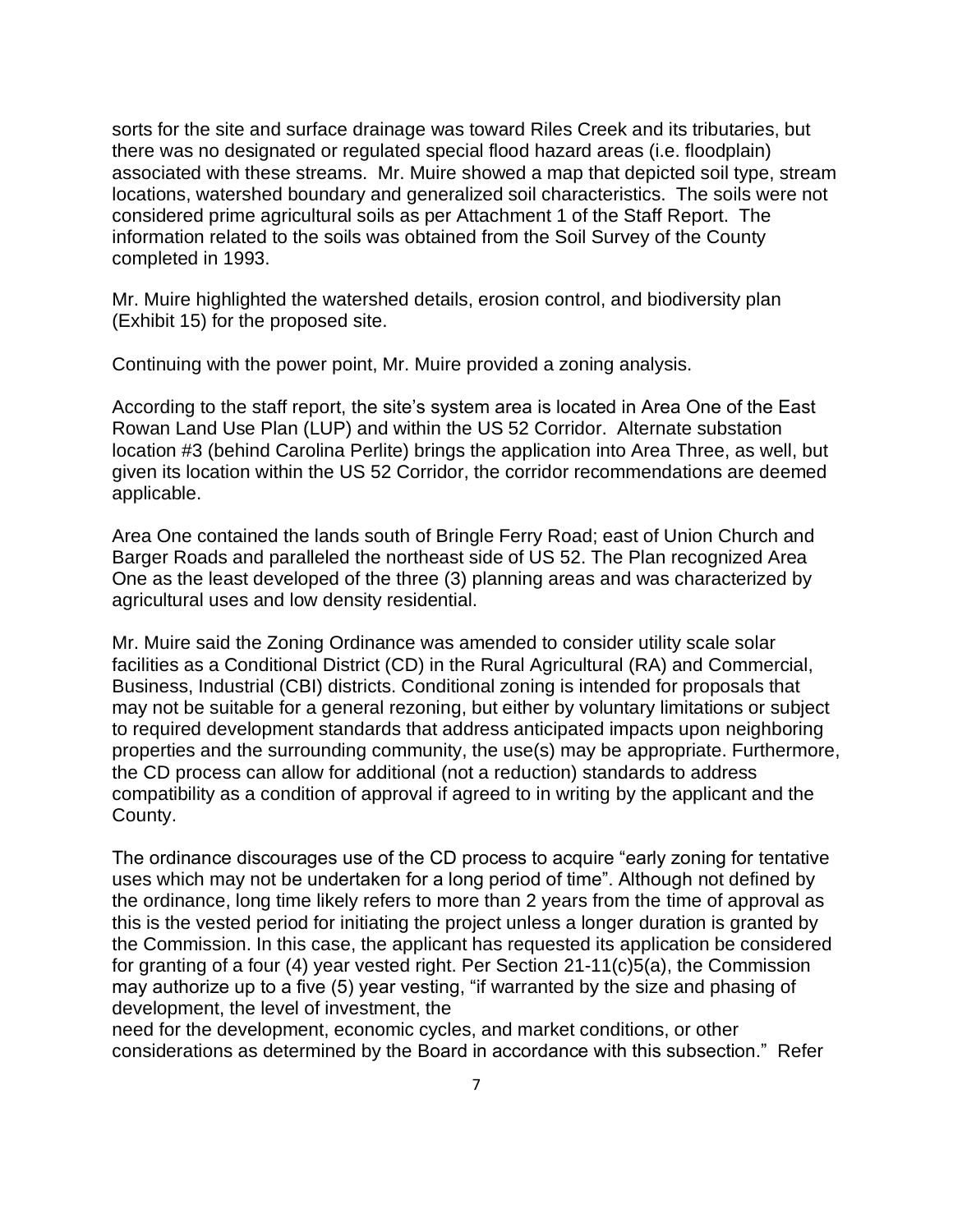sorts for the site and surface drainage was toward Riles Creek and its tributaries, but there was no designated or regulated special flood hazard areas (i.e. floodplain) associated with these streams. Mr. Muire showed a map that depicted soil type, stream locations, watershed boundary and generalized soil characteristics. The soils were not considered prime agricultural soils as per Attachment 1 of the Staff Report. The information related to the soils was obtained from the Soil Survey of the County completed in 1993.

Mr. Muire highlighted the watershed details, erosion control, and biodiversity plan (Exhibit 15) for the proposed site.

Continuing with the power point, Mr. Muire provided a zoning analysis.

According to the staff report, the site's system area is located in Area One of the East Rowan Land Use Plan (LUP) and within the US 52 Corridor. Alternate substation location #3 (behind Carolina Perlite) brings the application into Area Three, as well, but given its location within the US 52 Corridor, the corridor recommendations are deemed applicable.

Area One contained the lands south of Bringle Ferry Road; east of Union Church and Barger Roads and paralleled the northeast side of US 52. The Plan recognized Area One as the least developed of the three (3) planning areas and was characterized by agricultural uses and low density residential.

Mr. Muire said the Zoning Ordinance was amended to consider utility scale solar facilities as a Conditional District (CD) in the Rural Agricultural (RA) and Commercial, Business, Industrial (CBI) districts. Conditional zoning is intended for proposals that may not be suitable for a general rezoning, but either by voluntary limitations or subject to required development standards that address anticipated impacts upon neighboring properties and the surrounding community, the use(s) may be appropriate. Furthermore, the CD process can allow for additional (not a reduction) standards to address compatibility as a condition of approval if agreed to in writing by the applicant and the County.

The ordinance discourages use of the CD process to acquire "early zoning for tentative uses which may not be undertaken for a long period of time". Although not defined by the ordinance, long time likely refers to more than 2 years from the time of approval as this is the vested period for initiating the project unless a longer duration is granted by the Commission. In this case, the applicant has requested its application be considered for granting of a four (4) year vested right. Per Section 21-11(c)5(a), the Commission may authorize up to a five (5) year vesting, "if warranted by the size and phasing of development, the level of investment, the need for the development, economic cycles, and market conditions, or other considerations as determined by the Board in accordance with this subsection." Refer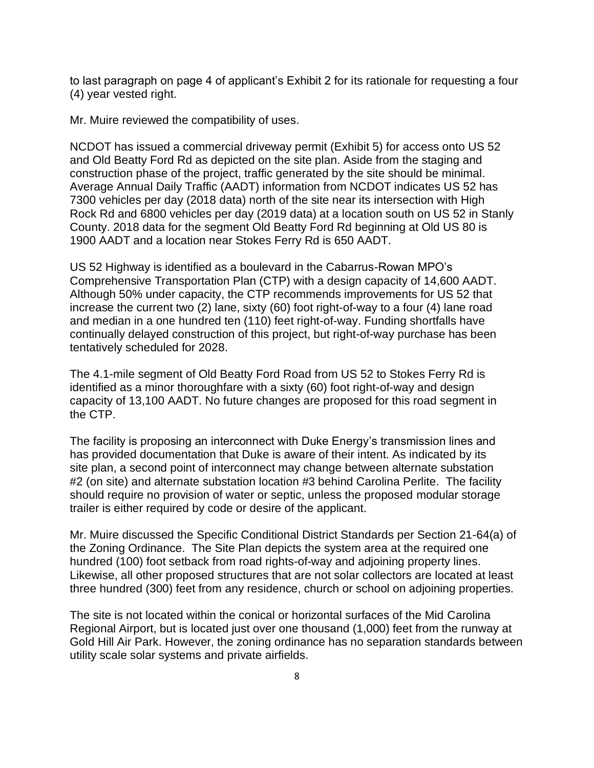to last paragraph on page 4 of applicant's Exhibit 2 for its rationale for requesting a four (4) year vested right.

Mr. Muire reviewed the compatibility of uses.

NCDOT has issued a commercial driveway permit (Exhibit 5) for access onto US 52 and Old Beatty Ford Rd as depicted on the site plan. Aside from the staging and construction phase of the project, traffic generated by the site should be minimal. Average Annual Daily Traffic (AADT) information from NCDOT indicates US 52 has 7300 vehicles per day (2018 data) north of the site near its intersection with High Rock Rd and 6800 vehicles per day (2019 data) at a location south on US 52 in Stanly County. 2018 data for the segment Old Beatty Ford Rd beginning at Old US 80 is 1900 AADT and a location near Stokes Ferry Rd is 650 AADT.

US 52 Highway is identified as a boulevard in the Cabarrus-Rowan MPO's Comprehensive Transportation Plan (CTP) with a design capacity of 14,600 AADT. Although 50% under capacity, the CTP recommends improvements for US 52 that increase the current two (2) lane, sixty (60) foot right-of-way to a four (4) lane road and median in a one hundred ten (110) feet right-of-way. Funding shortfalls have continually delayed construction of this project, but right-of-way purchase has been tentatively scheduled for 2028.

The 4.1-mile segment of Old Beatty Ford Road from US 52 to Stokes Ferry Rd is identified as a minor thoroughfare with a sixty (60) foot right-of-way and design capacity of 13,100 AADT. No future changes are proposed for this road segment in the CTP.

The facility is proposing an interconnect with Duke Energy's transmission lines and has provided documentation that Duke is aware of their intent. As indicated by its site plan, a second point of interconnect may change between alternate substation #2 (on site) and alternate substation location #3 behind Carolina Perlite. The facility should require no provision of water or septic, unless the proposed modular storage trailer is either required by code or desire of the applicant.

Mr. Muire discussed the Specific Conditional District Standards per Section 21-64(a) of the Zoning Ordinance. The Site Plan depicts the system area at the required one hundred (100) foot setback from road rights-of-way and adjoining property lines. Likewise, all other proposed structures that are not solar collectors are located at least three hundred (300) feet from any residence, church or school on adjoining properties.

The site is not located within the conical or horizontal surfaces of the Mid Carolina Regional Airport, but is located just over one thousand (1,000) feet from the runway at Gold Hill Air Park. However, the zoning ordinance has no separation standards between utility scale solar systems and private airfields.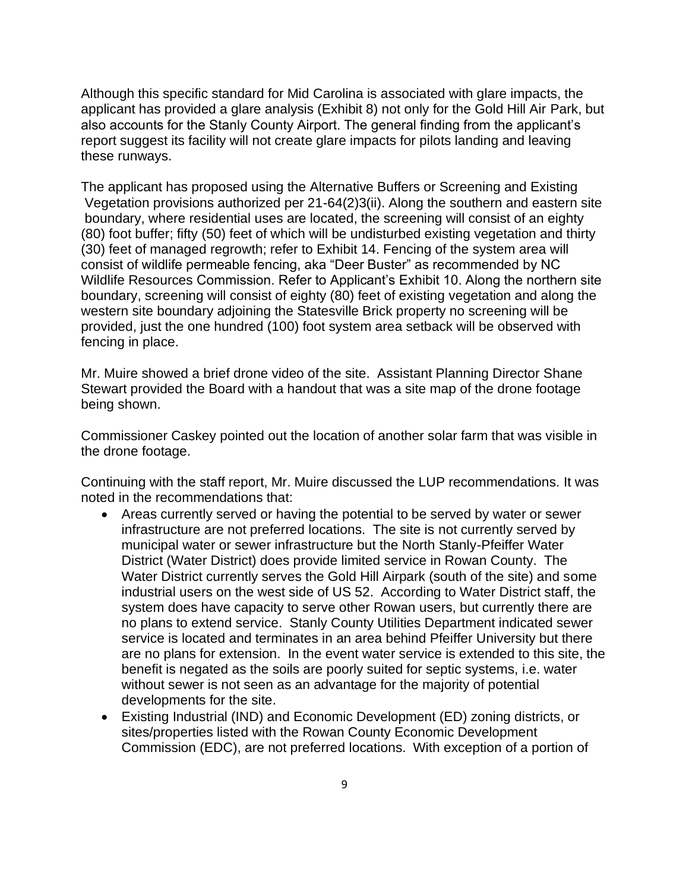Although this specific standard for Mid Carolina is associated with glare impacts, the applicant has provided a glare analysis (Exhibit 8) not only for the Gold Hill Air Park, but also accounts for the Stanly County Airport. The general finding from the applicant's report suggest its facility will not create glare impacts for pilots landing and leaving these runways.

The applicant has proposed using the Alternative Buffers or Screening and Existing Vegetation provisions authorized per 21-64(2)3(ii). Along the southern and eastern site boundary, where residential uses are located, the screening will consist of an eighty (80) foot buffer; fifty (50) feet of which will be undisturbed existing vegetation and thirty (30) feet of managed regrowth; refer to Exhibit 14. Fencing of the system area will consist of wildlife permeable fencing, aka "Deer Buster" as recommended by NC Wildlife Resources Commission. Refer to Applicant's Exhibit 10. Along the northern site boundary, screening will consist of eighty (80) feet of existing vegetation and along the western site boundary adjoining the Statesville Brick property no screening will be provided, just the one hundred (100) foot system area setback will be observed with fencing in place.

Mr. Muire showed a brief drone video of the site. Assistant Planning Director Shane Stewart provided the Board with a handout that was a site map of the drone footage being shown.

Commissioner Caskey pointed out the location of another solar farm that was visible in the drone footage.

Continuing with the staff report, Mr. Muire discussed the LUP recommendations. It was noted in the recommendations that:

- Areas currently served or having the potential to be served by water or sewer infrastructure are not preferred locations. The site is not currently served by municipal water or sewer infrastructure but the North Stanly-Pfeiffer Water District (Water District) does provide limited service in Rowan County. The Water District currently serves the Gold Hill Airpark (south of the site) and some industrial users on the west side of US 52. According to Water District staff, the system does have capacity to serve other Rowan users, but currently there are no plans to extend service. Stanly County Utilities Department indicated sewer service is located and terminates in an area behind Pfeiffer University but there are no plans for extension. In the event water service is extended to this site, the benefit is negated as the soils are poorly suited for septic systems, i.e. water without sewer is not seen as an advantage for the majority of potential developments for the site.
- Existing Industrial (IND) and Economic Development (ED) zoning districts, or sites/properties listed with the Rowan County Economic Development Commission (EDC), are not preferred locations. With exception of a portion of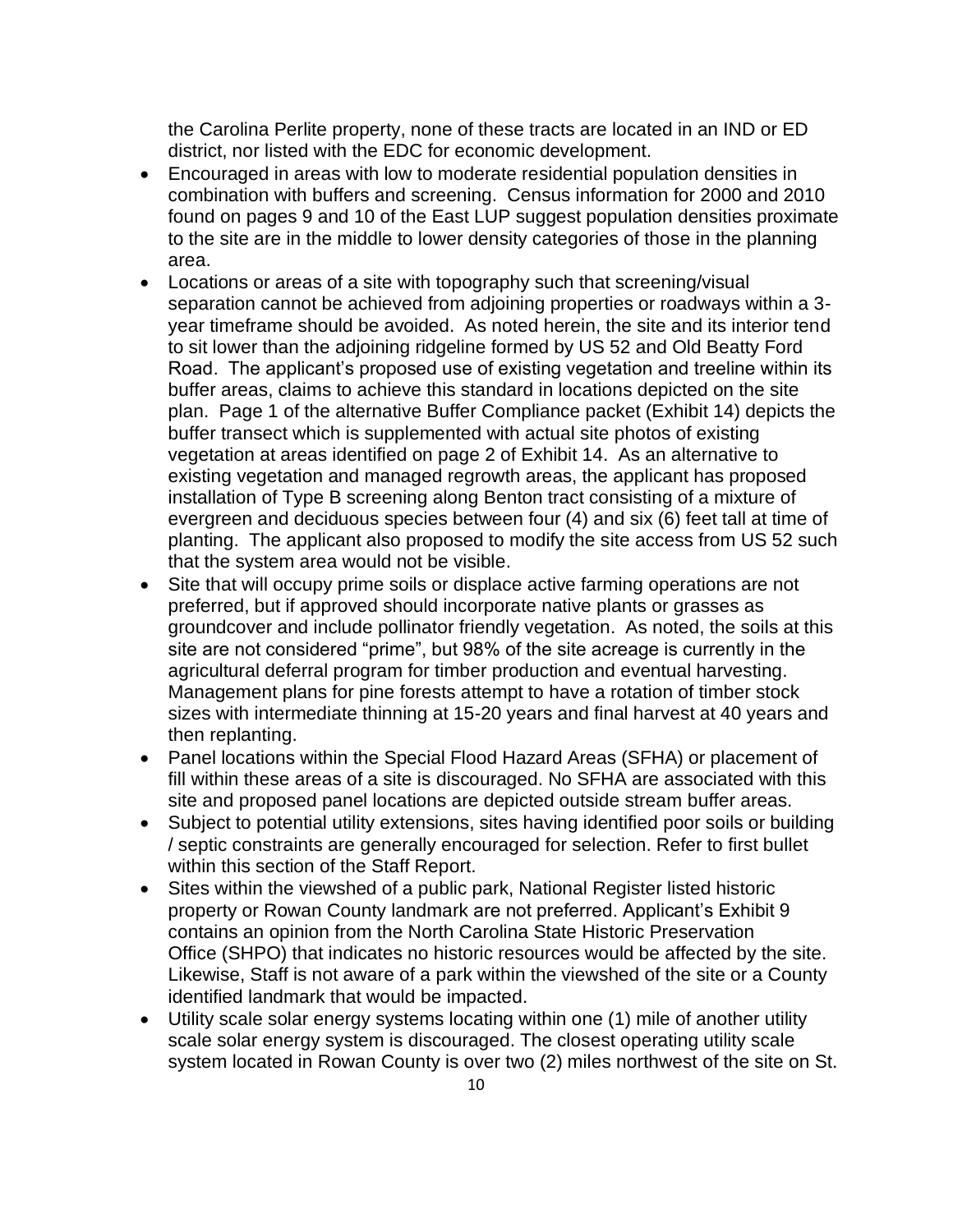the Carolina Perlite property, none of these tracts are located in an IND or ED district, nor listed with the EDC for economic development.

- Encouraged in areas with low to moderate residential population densities in combination with buffers and screening. Census information for 2000 and 2010 found on pages 9 and 10 of the East LUP suggest population densities proximate to the site are in the middle to lower density categories of those in the planning area.
- Locations or areas of a site with topography such that screening/visual separation cannot be achieved from adjoining properties or roadways within a 3-year timeframe should be avoided. As noted herein, the site and its interior tend to sit lower than the adjoining ridgeline formed by US 52 and Old Beatty Ford Road. The applicant's proposed use of existing vegetation and treeline within its buffer areas, claims to achieve this standard in locations depicted on the site plan. Page 1 of the alternative Buffer Compliance packet (Exhibit 14) depicts the buffer transect which is supplemented with actual site photos of existing vegetation at areas identified on page 2 of Exhibit 14. As an alternative to existing vegetation and managed regrowth areas, the applicant has proposed installation of Type B screening along Benton tract consisting of a mixture of evergreen and deciduous species between four (4) and six (6) feet tall at time of planting. The applicant also proposed to modify the site access from US 52 such that the system area would not be visible.
- Site that will occupy prime soils or displace active farming operations are not preferred, but if approved should incorporate native plants or grasses as groundcover and include pollinator friendly vegetation. As noted, the soils at this site are not considered "prime", but 98% of the site acreage is currently in the agricultural deferral program for timber production and eventual harvesting. Management plans for pine forests attempt to have a rotation of timber stock sizes with intermediate thinning at 15-20 years and final harvest at 40 years and then replanting.
- Panel locations within the Special Flood Hazard Areas (SFHA) or placement of fill within these areas of a site is discouraged. No SFHA are associated with this site and proposed panel locations are depicted outside stream buffer areas.
- Subject to potential utility extensions, sites having identified poor soils or building / septic constraints are generally encouraged for selection. Refer to first bullet within this section of the Staff Report.
- Sites within the viewshed of a public park, National Register listed historic property or Rowan County landmark are not preferred. Applicant's Exhibit 9 contains an opinion from the North Carolina State Historic Preservation Office (SHPO) that indicates no historic resources would be affected by the site. Likewise, Staff is not aware of a park within the viewshed of the site or a County identified landmark that would be impacted.
- Utility scale solar energy systems locating within one (1) mile of another utility scale solar energy system is discouraged. The closest operating utility scale system located in Rowan County is over two (2) miles northwest of the site on St.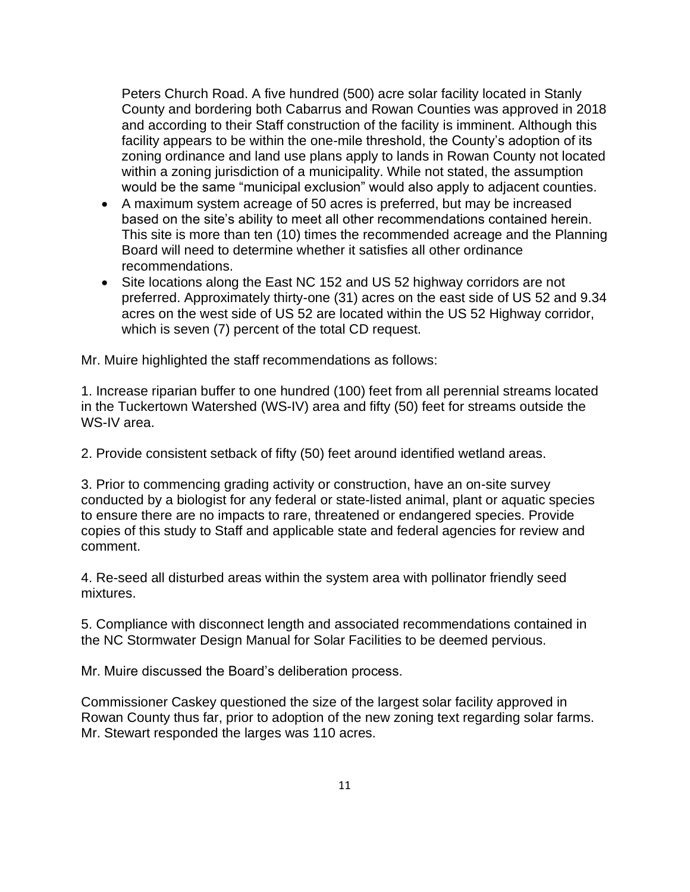Peters Church Road. A five hundred (500) acre solar facility located in Stanly County and bordering both Cabarrus and Rowan Counties was approved in 2018 and according to their Staff construction of the facility is imminent. Although this facility appears to be within the one-mile threshold, the County's adoption of its zoning ordinance and land use plans apply to lands in Rowan County not located within a zoning jurisdiction of a municipality. While not stated, the assumption would be the same "municipal exclusion" would also apply to adjacent counties.

- A maximum system acreage of 50 acres is preferred, but may be increased based on the site's ability to meet all other recommendations contained herein. This site is more than ten (10) times the recommended acreage and the Planning Board will need to determine whether it satisfies all other ordinance recommendations.
- Site locations along the East NC 152 and US 52 highway corridors are not preferred. Approximately thirty-one (31) acres on the east side of US 52 and 9.34 acres on the west side of US 52 are located within the US 52 Highway corridor, which is seven (7) percent of the total CD request.

Mr. Muire highlighted the staff recommendations as follows:

1. Increase riparian buffer to one hundred (100) feet from all perennial streams located in the Tuckertown Watershed (WS-IV) area and fifty (50) feet for streams outside the WS-IV area.

2. Provide consistent setback of fifty (50) feet around identified wetland areas.

3. Prior to commencing grading activity or construction, have an on-site survey conducted by a biologist for any federal or state-listed animal, plant or aquatic species to ensure there are no impacts to rare, threatened or endangered species. Provide copies of this study to Staff and applicable state and federal agencies for review and comment.

4. Re-seed all disturbed areas within the system area with pollinator friendly seed mixtures.

5. Compliance with disconnect length and associated recommendations contained in the NC Stormwater Design Manual for Solar Facilities to be deemed pervious.

Mr. Muire discussed the Board's deliberation process.

Commissioner Caskey questioned the size of the largest solar facility approved in Rowan County thus far, prior to adoption of the new zoning text regarding solar farms. Mr. Stewart responded the larges was 110 acres.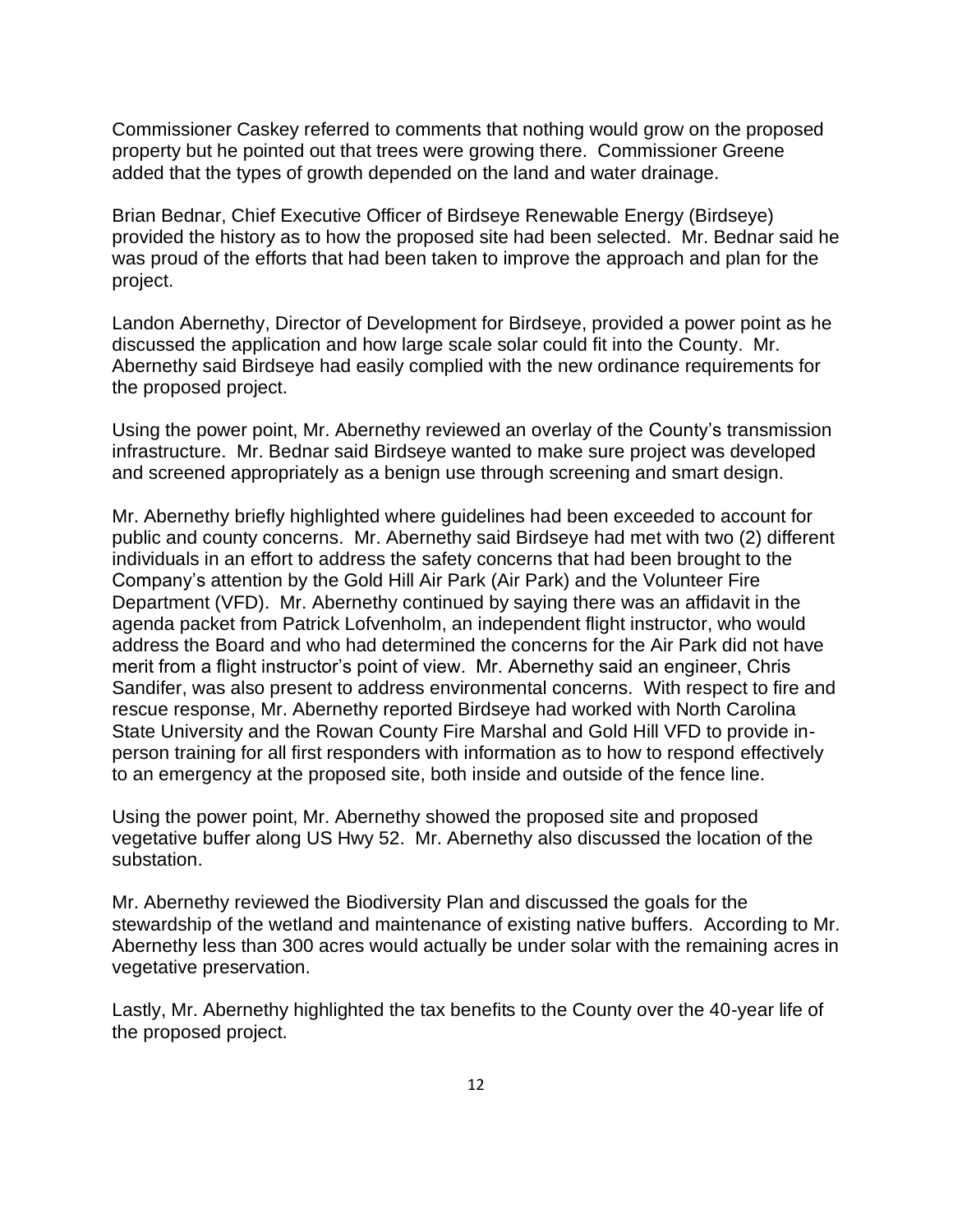Commissioner Caskey referred to comments that nothing would grow on the proposed property but he pointed out that trees were growing there. Commissioner Greene added that the types of growth depended on the land and water drainage.

Brian Bednar, Chief Executive Officer of Birdseye Renewable Energy (Birdseye) provided the history as to how the proposed site had been selected. Mr. Bednar said he was proud of the efforts that had been taken to improve the approach and plan for the project.

Landon Abernethy, Director of Development for Birdseye, provided a power point as he discussed the application and how large scale solar could fit into the County. Mr. Abernethy said Birdseye had easily complied with the new ordinance requirements for the proposed project.

Using the power point, Mr. Abernethy reviewed an overlay of the County's transmission infrastructure. Mr. Bednar said Birdseye wanted to make sure project was developed and screened appropriately as a benign use through screening and smart design.

Mr. Abernethy briefly highlighted where guidelines had been exceeded to account for public and county concerns. Mr. Abernethy said Birdseye had met with two (2) different individuals in an effort to address the safety concerns that had been brought to the Company's attention by the Gold Hill Air Park (Air Park) and the Volunteer Fire Department (VFD). Mr. Abernethy continued by saying there was an affidavit in the agenda packet from Patrick Lofvenholm, an independent flight instructor, who would address the Board and who had determined the concerns for the Air Park did not have merit from a flight instructor's point of view. Mr. Abernethy said an engineer, Chris Sandifer, was also present to address environmental concerns. With respect to fire and rescue response, Mr. Abernethy reported Birdseye had worked with North Carolina State University and the Rowan County Fire Marshal and Gold Hill VFD to provide in-person training for all first responders with information as to how to respond effectively to an emergency at the proposed site, both inside and outside of the fence line.

Using the power point, Mr. Abernethy showed the proposed site and proposed vegetative buffer along US Hwy 52. Mr. Abernethy also discussed the location of the substation.

Mr. Abernethy reviewed the Biodiversity Plan and discussed the goals for the stewardship of the wetland and maintenance of existing native buffers. According to Mr. Abernethy less than 300 acres would actually be under solar with the remaining acres in vegetative preservation.

Lastly, Mr. Abernethy highlighted the tax benefits to the County over the 40-year life of the proposed project.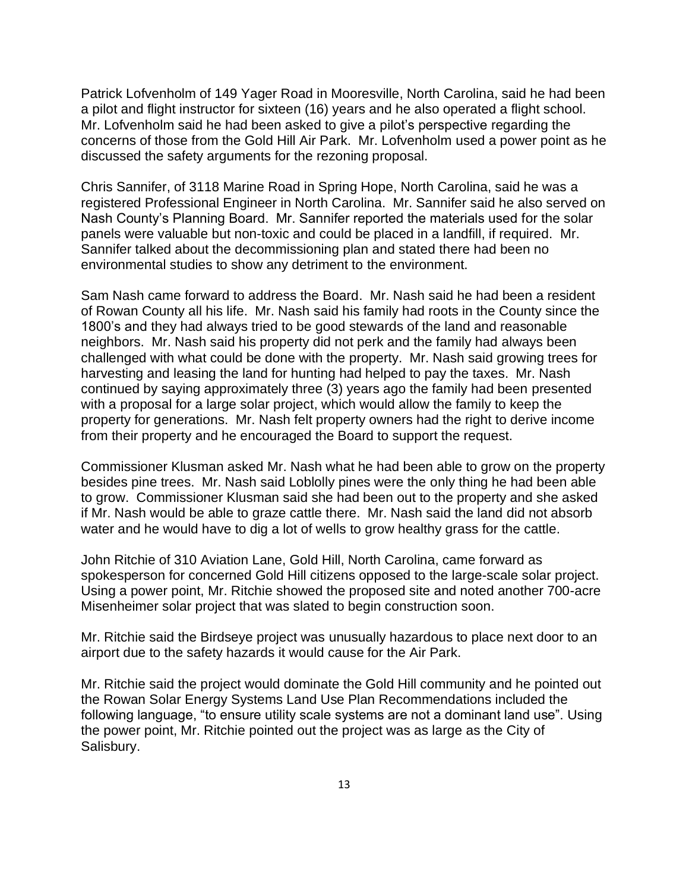Patrick Lofvenholm of 149 Yager Road in Mooresville, North Carolina, said he had been a pilot and flight instructor for sixteen (16) years and he also operated a flight school. Mr. Lofvenholm said he had been asked to give a pilot's perspective regarding the concerns of those from the Gold Hill Air Park. Mr. Lofvenholm used a power point as he discussed the safety arguments for the rezoning proposal.

Chris Sannifer, of 3118 Marine Road in Spring Hope, North Carolina, said he was a registered Professional Engineer in North Carolina. Mr. Sannifer said he also served on Nash County's Planning Board. Mr. Sannifer reported the materials used for the solar panels were valuable but non-toxic and could be placed in a landfill, if required. Mr. Sannifer talked about the decommissioning plan and stated there had been no environmental studies to show any detriment to the environment.

Sam Nash came forward to address the Board. Mr. Nash said he had been a resident of Rowan County all his life. Mr. Nash said his family had roots in the County since the 1800's and they had always tried to be good stewards of the land and reasonable neighbors. Mr. Nash said his property did not perk and the family had always been challenged with what could be done with the property. Mr. Nash said growing trees for harvesting and leasing the land for hunting had helped to pay the taxes. Mr. Nash continued by saying approximately three (3) years ago the family had been presented with a proposal for a large solar project, which would allow the family to keep the property for generations. Mr. Nash felt property owners had the right to derive income from their property and he encouraged the Board to support the request.

Commissioner Klusman asked Mr. Nash what he had been able to grow on the property besides pine trees. Mr. Nash said Loblolly pines were the only thing he had been able to grow. Commissioner Klusman said she had been out to the property and she asked if Mr. Nash would be able to graze cattle there. Mr. Nash said the land did not absorb water and he would have to dig a lot of wells to grow healthy grass for the cattle.

John Ritchie of 310 Aviation Lane, Gold Hill, North Carolina, came forward as spokesperson for concerned Gold Hill citizens opposed to the large-scale solar project. Using a power point, Mr. Ritchie showed the proposed site and noted another 700-acre Misenheimer solar project that was slated to begin construction soon.

Mr. Ritchie said the Birdseye project was unusually hazardous to place next door to an airport due to the safety hazards it would cause for the Air Park.

Mr. Ritchie said the project would dominate the Gold Hill community and he pointed out the Rowan Solar Energy Systems Land Use Plan Recommendations included the following language, "to ensure utility scale systems are not a dominant land use". Using the power point, Mr. Ritchie pointed out the project was as large as the City of Salisbury.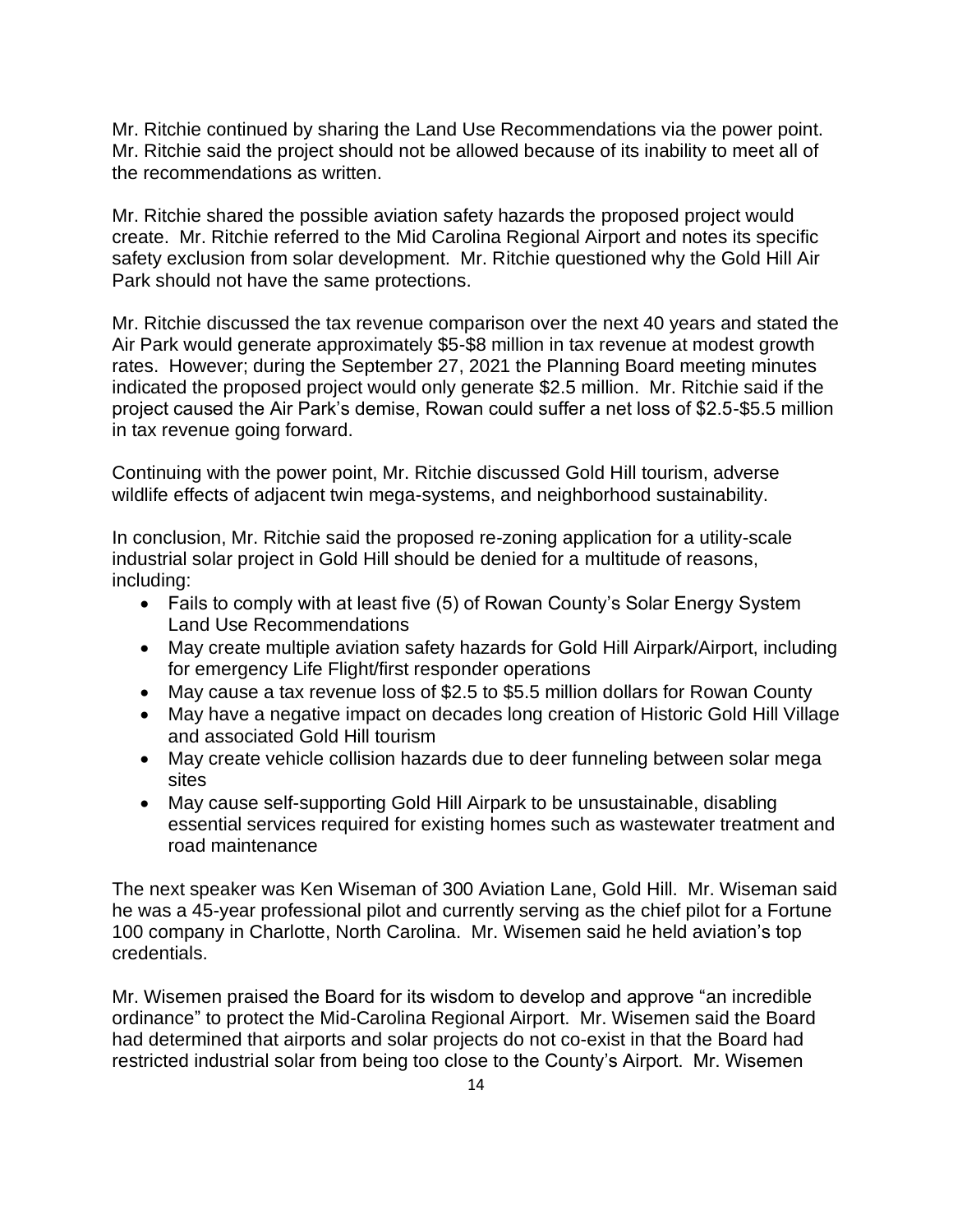Mr. Ritchie continued by sharing the Land Use Recommendations via the power point. Mr. Ritchie said the project should not be allowed because of its inability to meet all of the recommendations as written.

Mr. Ritchie shared the possible aviation safety hazards the proposed project would create. Mr. Ritchie referred to the Mid Carolina Regional Airport and notes its specific safety exclusion from solar development. Mr. Ritchie questioned why the Gold Hill Air Park should not have the same protections.

Mr. Ritchie discussed the tax revenue comparison over the next 40 years and stated the Air Park would generate approximately $5-$8 million in tax revenue at modest growth rates. However; during the September 27, 2021 the Planning Board meeting minutes indicated the proposed project would only generate $2.5 million. Mr. Ritchie said if the project caused the Air Park's demise, Rowan could suffer a net loss of $2.5-$5.5 million in tax revenue going forward.

Continuing with the power point, Mr. Ritchie discussed Gold Hill tourism, adverse wildlife effects of adjacent twin mega-systems, and neighborhood sustainability.

In conclusion, Mr. Ritchie said the proposed re-zoning application for a utility-scale industrial solar project in Gold Hill should be denied for a multitude of reasons, including:

- Fails to comply with at least five (5) of Rowan County's Solar Energy System Land Use Recommendations
- May create multiple aviation safety hazards for Gold Hill Airpark/Airport, including for emergency Life Flight/first responder operations
- May cause a tax revenue loss of $2.5 to $5.5 million dollars for Rowan County
- May have a negative impact on decades long creation of Historic Gold Hill Village and associated Gold Hill tourism
- May create vehicle collision hazards due to deer funneling between solar mega sites
- May cause self-supporting Gold Hill Airpark to be unsustainable, disabling essential services required for existing homes such as wastewater treatment and road maintenance

The next speaker was Ken Wiseman of 300 Aviation Lane, Gold Hill. Mr. Wiseman said he was a 45-year professional pilot and currently serving as the chief pilot for a Fortune 100 company in Charlotte, North Carolina. Mr. Wisemen said he held aviation's top credentials.

Mr. Wisemen praised the Board for its wisdom to develop and approve "an incredible ordinance" to protect the Mid-Carolina Regional Airport. Mr. Wisemen said the Board had determined that airports and solar projects do not co-exist in that the Board had restricted industrial solar from being too close to the County's Airport. Mr. Wisemen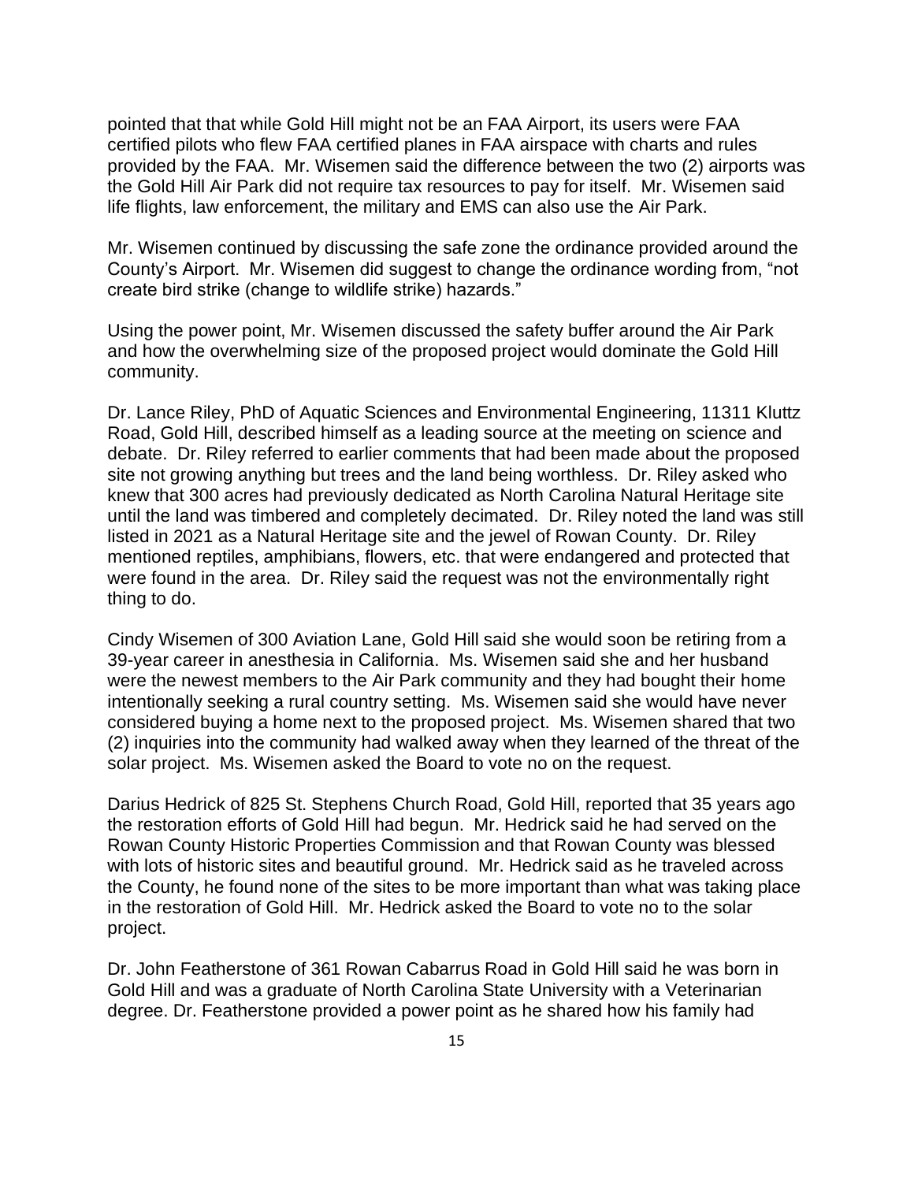pointed that that while Gold Hill might not be an FAA Airport, its users were FAA certified pilots who flew FAA certified planes in FAA airspace with charts and rules provided by the FAA. Mr. Wisemen said the difference between the two (2) airports was the Gold Hill Air Park did not require tax resources to pay for itself. Mr. Wisemen said life flights, law enforcement, the military and EMS can also use the Air Park.

Mr. Wisemen continued by discussing the safe zone the ordinance provided around the County's Airport. Mr. Wisemen did suggest to change the ordinance wording from, "not create bird strike (change to wildlife strike) hazards."

Using the power point, Mr. Wisemen discussed the safety buffer around the Air Park and how the overwhelming size of the proposed project would dominate the Gold Hill community.

Dr. Lance Riley, PhD of Aquatic Sciences and Environmental Engineering, 11311 Kluttz Road, Gold Hill, described himself as a leading source at the meeting on science and debate. Dr. Riley referred to earlier comments that had been made about the proposed site not growing anything but trees and the land being worthless. Dr. Riley asked who knew that 300 acres had previously dedicated as North Carolina Natural Heritage site until the land was timbered and completely decimated. Dr. Riley noted the land was still listed in 2021 as a Natural Heritage site and the jewel of Rowan County. Dr. Riley mentioned reptiles, amphibians, flowers, etc. that were endangered and protected that were found in the area. Dr. Riley said the request was not the environmentally right thing to do.

Cindy Wisemen of 300 Aviation Lane, Gold Hill said she would soon be retiring from a 39-year career in anesthesia in California. Ms. Wisemen said she and her husband were the newest members to the Air Park community and they had bought their home intentionally seeking a rural country setting. Ms. Wisemen said she would have never considered buying a home next to the proposed project. Ms. Wisemen shared that two (2) inquiries into the community had walked away when they learned of the threat of the solar project. Ms. Wisemen asked the Board to vote no on the request.

Darius Hedrick of 825 St. Stephens Church Road, Gold Hill, reported that 35 years ago the restoration efforts of Gold Hill had begun. Mr. Hedrick said he had served on the Rowan County Historic Properties Commission and that Rowan County was blessed with lots of historic sites and beautiful ground. Mr. Hedrick said as he traveled across the County, he found none of the sites to be more important than what was taking place in the restoration of Gold Hill. Mr. Hedrick asked the Board to vote no to the solar project.

Dr. John Featherstone of 361 Rowan Cabarrus Road in Gold Hill said he was born in Gold Hill and was a graduate of North Carolina State University with a Veterinarian degree. Dr. Featherstone provided a power point as he shared how his family had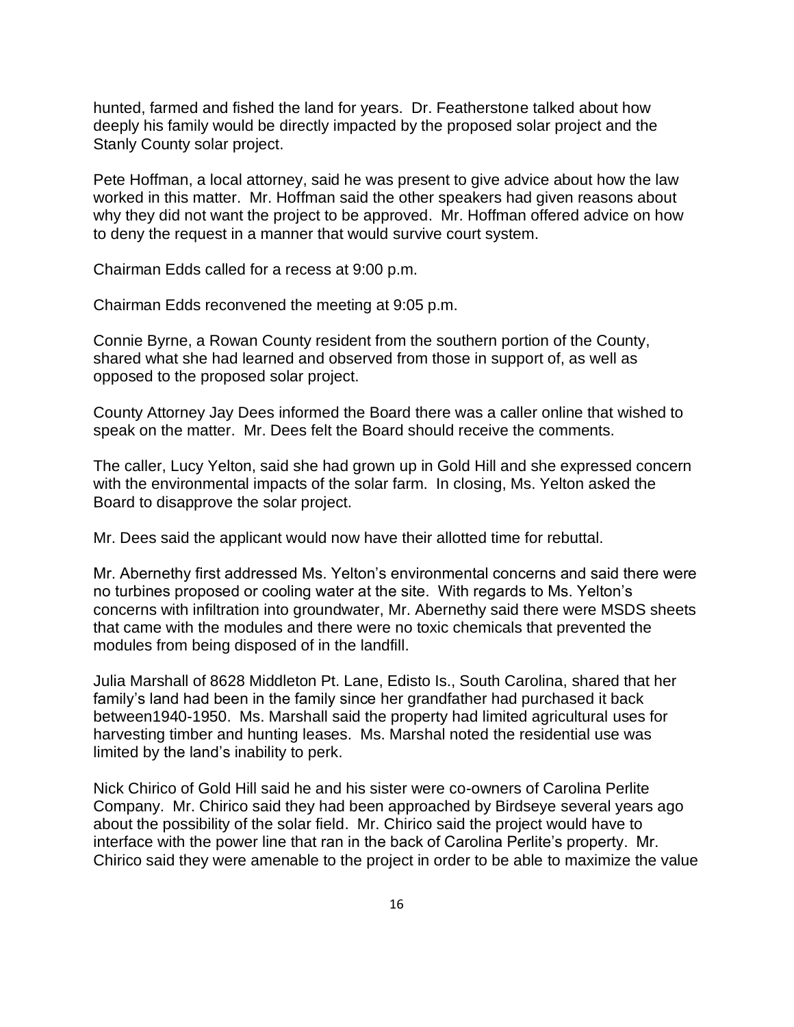hunted, farmed and fished the land for years. Dr. Featherstone talked about how deeply his family would be directly impacted by the proposed solar project and the Stanly County solar project.

Pete Hoffman, a local attorney, said he was present to give advice about how the law worked in this matter. Mr. Hoffman said the other speakers had given reasons about why they did not want the project to be approved. Mr. Hoffman offered advice on how to deny the request in a manner that would survive court system.

Chairman Edds called for a recess at 9:00 p.m.

Chairman Edds reconvened the meeting at 9:05 p.m.

Connie Byrne, a Rowan County resident from the southern portion of the County, shared what she had learned and observed from those in support of, as well as opposed to the proposed solar project.

County Attorney Jay Dees informed the Board there was a caller online that wished to speak on the matter. Mr. Dees felt the Board should receive the comments.

The caller, Lucy Yelton, said she had grown up in Gold Hill and she expressed concern with the environmental impacts of the solar farm. In closing, Ms. Yelton asked the Board to disapprove the solar project.

Mr. Dees said the applicant would now have their allotted time for rebuttal.

Mr. Abernethy first addressed Ms. Yelton's environmental concerns and said there were no turbines proposed or cooling water at the site. With regards to Ms. Yelton's concerns with infiltration into groundwater, Mr. Abernethy said there were MSDS sheets that came with the modules and there were no toxic chemicals that prevented the modules from being disposed of in the landfill.

Julia Marshall of 8628 Middleton Pt. Lane, Edisto Is., South Carolina, shared that her family's land had been in the family since her grandfather had purchased it back between1940-1950. Ms. Marshall said the property had limited agricultural uses for harvesting timber and hunting leases. Ms. Marshal noted the residential use was limited by the land's inability to perk.

Nick Chirico of Gold Hill said he and his sister were co-owners of Carolina Perlite Company. Mr. Chirico said they had been approached by Birdseye several years ago about the possibility of the solar field. Mr. Chirico said the project would have to interface with the power line that ran in the back of Carolina Perlite's property. Mr. Chirico said they were amenable to the project in order to be able to maximize the value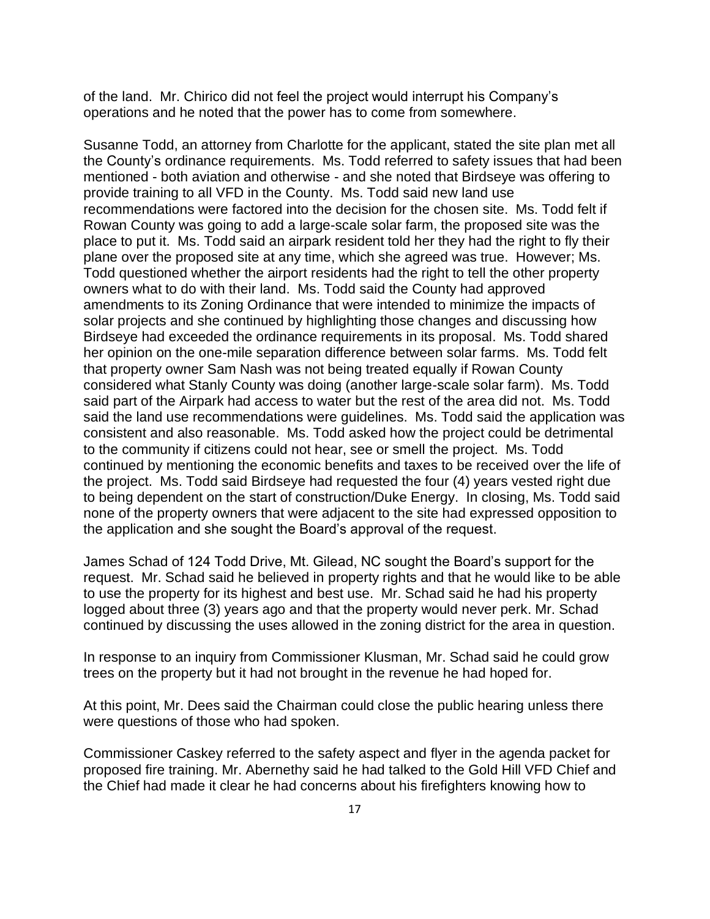of the land. Mr. Chirico did not feel the project would interrupt his Company's operations and he noted that the power has to come from somewhere.

Susanne Todd, an attorney from Charlotte for the applicant, stated the site plan met all the County's ordinance requirements. Ms. Todd referred to safety issues that had been mentioned - both aviation and otherwise - and she noted that Birdseye was offering to provide training to all VFD in the County. Ms. Todd said new land use recommendations were factored into the decision for the chosen site. Ms. Todd felt if Rowan County was going to add a large-scale solar farm, the proposed site was the place to put it. Ms. Todd said an airpark resident told her they had the right to fly their plane over the proposed site at any time, which she agreed was true. However; Ms. Todd questioned whether the airport residents had the right to tell the other property owners what to do with their land. Ms. Todd said the County had approved amendments to its Zoning Ordinance that were intended to minimize the impacts of solar projects and she continued by highlighting those changes and discussing how Birdseye had exceeded the ordinance requirements in its proposal. Ms. Todd shared her opinion on the one-mile separation difference between solar farms. Ms. Todd felt that property owner Sam Nash was not being treated equally if Rowan County considered what Stanly County was doing (another large-scale solar farm). Ms. Todd said part of the Airpark had access to water but the rest of the area did not. Ms. Todd said the land use recommendations were guidelines. Ms. Todd said the application was consistent and also reasonable. Ms. Todd asked how the project could be detrimental to the community if citizens could not hear, see or smell the project. Ms. Todd continued by mentioning the economic benefits and taxes to be received over the life of the project. Ms. Todd said Birdseye had requested the four (4) years vested right due to being dependent on the start of construction/Duke Energy. In closing, Ms. Todd said none of the property owners that were adjacent to the site had expressed opposition to the application and she sought the Board's approval of the request.

James Schad of 124 Todd Drive, Mt. Gilead, NC sought the Board's support for the request. Mr. Schad said he believed in property rights and that he would like to be able to use the property for its highest and best use. Mr. Schad said he had his property logged about three (3) years ago and that the property would never perk. Mr. Schad continued by discussing the uses allowed in the zoning district for the area in question.

In response to an inquiry from Commissioner Klusman, Mr. Schad said he could grow trees on the property but it had not brought in the revenue he had hoped for.

At this point, Mr. Dees said the Chairman could close the public hearing unless there were questions of those who had spoken.

Commissioner Caskey referred to the safety aspect and flyer in the agenda packet for proposed fire training. Mr. Abernethy said he had talked to the Gold Hill VFD Chief and the Chief had made it clear he had concerns about his firefighters knowing how to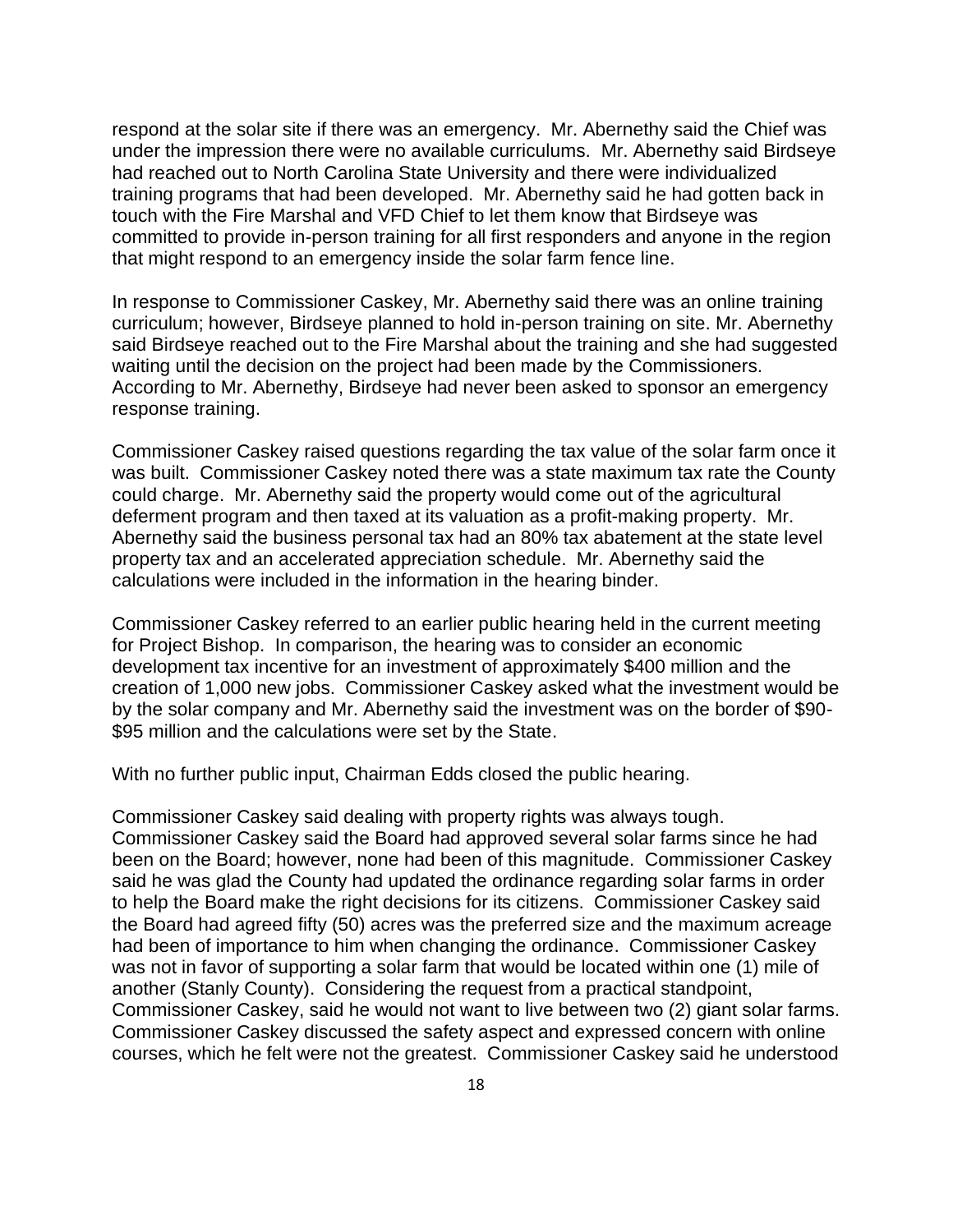respond at the solar site if there was an emergency. Mr. Abernethy said the Chief was under the impression there were no available curriculums. Mr. Abernethy said Birdseye had reached out to North Carolina State University and there were individualized training programs that had been developed. Mr. Abernethy said he had gotten back in touch with the Fire Marshal and VFD Chief to let them know that Birdseye was committed to provide in-person training for all first responders and anyone in the region that might respond to an emergency inside the solar farm fence line.

In response to Commissioner Caskey, Mr. Abernethy said there was an online training curriculum; however, Birdseye planned to hold in-person training on site. Mr. Abernethy said Birdseye reached out to the Fire Marshal about the training and she had suggested waiting until the decision on the project had been made by the Commissioners. According to Mr. Abernethy, Birdseye had never been asked to sponsor an emergency response training.

Commissioner Caskey raised questions regarding the tax value of the solar farm once it was built. Commissioner Caskey noted there was a state maximum tax rate the County could charge. Mr. Abernethy said the property would come out of the agricultural deferment program and then taxed at its valuation as a profit-making property. Mr. Abernethy said the business personal tax had an 80% tax abatement at the state level property tax and an accelerated appreciation schedule. Mr. Abernethy said the calculations were included in the information in the hearing binder.

Commissioner Caskey referred to an earlier public hearing held in the current meeting for Project Bishop. In comparison, the hearing was to consider an economic development tax incentive for an investment of approximately $400 million and the creation of 1,000 new jobs. Commissioner Caskey asked what the investment would be by the solar company and Mr. Abernethy said the investment was on the border of $90-$95 million and the calculations were set by the State.

With no further public input, Chairman Edds closed the public hearing.

Commissioner Caskey said dealing with property rights was always tough. Commissioner Caskey said the Board had approved several solar farms since he had been on the Board; however, none had been of this magnitude. Commissioner Caskey said he was glad the County had updated the ordinance regarding solar farms in order to help the Board make the right decisions for its citizens. Commissioner Caskey said the Board had agreed fifty (50) acres was the preferred size and the maximum acreage had been of importance to him when changing the ordinance. Commissioner Caskey was not in favor of supporting a solar farm that would be located within one (1) mile of another (Stanly County). Considering the request from a practical standpoint, Commissioner Caskey, said he would not want to live between two (2) giant solar farms. Commissioner Caskey discussed the safety aspect and expressed concern with online courses, which he felt were not the greatest. Commissioner Caskey said he understood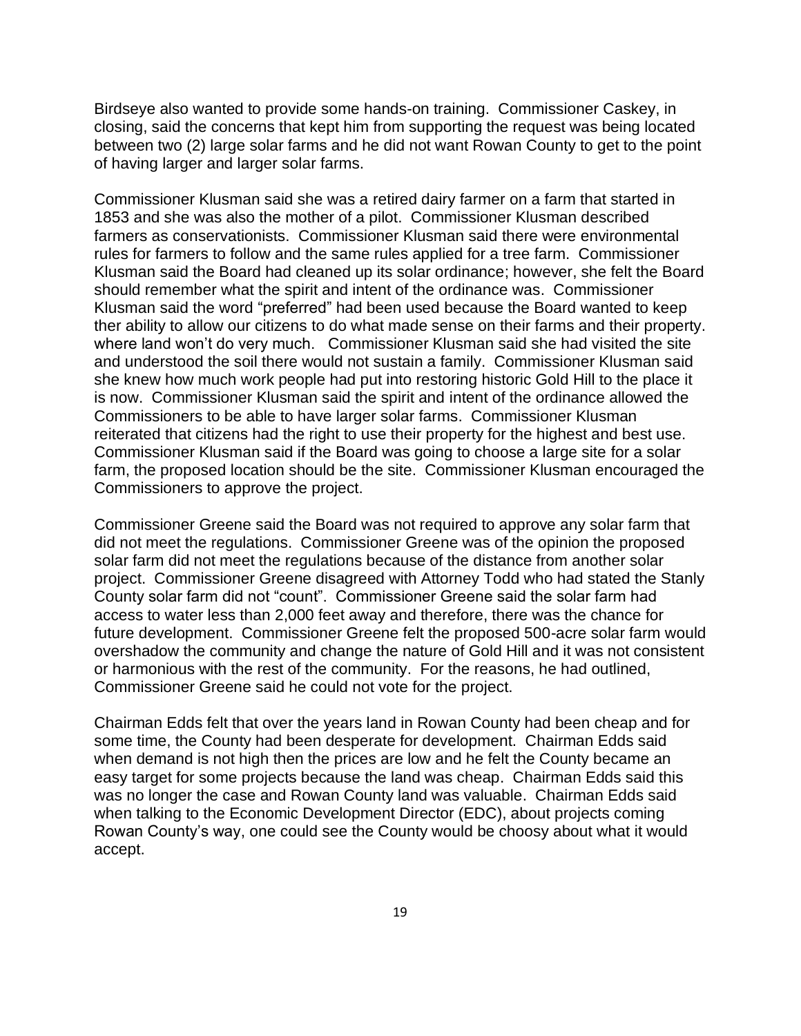Birdseye also wanted to provide some hands-on training. Commissioner Caskey, in closing, said the concerns that kept him from supporting the request was being located between two (2) large solar farms and he did not want Rowan County to get to the point of having larger and larger solar farms.

Commissioner Klusman said she was a retired dairy farmer on a farm that started in 1853 and she was also the mother of a pilot. Commissioner Klusman described farmers as conservationists. Commissioner Klusman said there were environmental rules for farmers to follow and the same rules applied for a tree farm. Commissioner Klusman said the Board had cleaned up its solar ordinance; however, she felt the Board should remember what the spirit and intent of the ordinance was. Commissioner Klusman said the word "preferred" had been used because the Board wanted to keep ther ability to allow our citizens to do what made sense on their farms and their property. where land won't do very much. Commissioner Klusman said she had visited the site and understood the soil there would not sustain a family. Commissioner Klusman said she knew how much work people had put into restoring historic Gold Hill to the place it is now. Commissioner Klusman said the spirit and intent of the ordinance allowed the Commissioners to be able to have larger solar farms. Commissioner Klusman reiterated that citizens had the right to use their property for the highest and best use. Commissioner Klusman said if the Board was going to choose a large site for a solar farm, the proposed location should be the site. Commissioner Klusman encouraged the Commissioners to approve the project.

Commissioner Greene said the Board was not required to approve any solar farm that did not meet the regulations. Commissioner Greene was of the opinion the proposed solar farm did not meet the regulations because of the distance from another solar project. Commissioner Greene disagreed with Attorney Todd who had stated the Stanly County solar farm did not "count". Commissioner Greene said the solar farm had access to water less than 2,000 feet away and therefore, there was the chance for future development. Commissioner Greene felt the proposed 500-acre solar farm would overshadow the community and change the nature of Gold Hill and it was not consistent or harmonious with the rest of the community. For the reasons, he had outlined, Commissioner Greene said he could not vote for the project.

Chairman Edds felt that over the years land in Rowan County had been cheap and for some time, the County had been desperate for development. Chairman Edds said when demand is not high then the prices are low and he felt the County became an easy target for some projects because the land was cheap. Chairman Edds said this was no longer the case and Rowan County land was valuable. Chairman Edds said when talking to the Economic Development Director (EDC), about projects coming Rowan County's way, one could see the County would be choosy about what it would accept.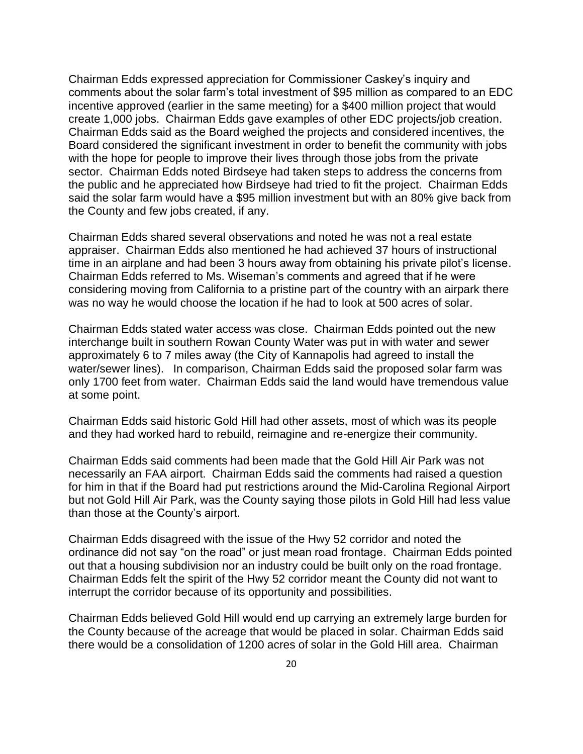Chairman Edds expressed appreciation for Commissioner Caskey's inquiry and comments about the solar farm's total investment of $95 million as compared to an EDC incentive approved (earlier in the same meeting) for a $400 million project that would create 1,000 jobs. Chairman Edds gave examples of other EDC projects/job creation. Chairman Edds said as the Board weighed the projects and considered incentives, the Board considered the significant investment in order to benefit the community with jobs with the hope for people to improve their lives through those jobs from the private sector. Chairman Edds noted Birdseye had taken steps to address the concerns from the public and he appreciated how Birdseye had tried to fit the project. Chairman Edds said the solar farm would have a $95 million investment but with an 80% give back from the County and few jobs created, if any.

Chairman Edds shared several observations and noted he was not a real estate appraiser. Chairman Edds also mentioned he had achieved 37 hours of instructional time in an airplane and had been 3 hours away from obtaining his private pilot's license. Chairman Edds referred to Ms. Wiseman's comments and agreed that if he were considering moving from California to a pristine part of the country with an airpark there was no way he would choose the location if he had to look at 500 acres of solar.

Chairman Edds stated water access was close. Chairman Edds pointed out the new interchange built in southern Rowan County Water was put in with water and sewer approximately 6 to 7 miles away (the City of Kannapolis had agreed to install the water/sewer lines). In comparison, Chairman Edds said the proposed solar farm was only 1700 feet from water. Chairman Edds said the land would have tremendous value at some point.

Chairman Edds said historic Gold Hill had other assets, most of which was its people and they had worked hard to rebuild, reimagine and re-energize their community.

Chairman Edds said comments had been made that the Gold Hill Air Park was not necessarily an FAA airport. Chairman Edds said the comments had raised a question for him in that if the Board had put restrictions around the Mid-Carolina Regional Airport but not Gold Hill Air Park, was the County saying those pilots in Gold Hill had less value than those at the County's airport.

Chairman Edds disagreed with the issue of the Hwy 52 corridor and noted the ordinance did not say "on the road" or just mean road frontage. Chairman Edds pointed out that a housing subdivision nor an industry could be built only on the road frontage. Chairman Edds felt the spirit of the Hwy 52 corridor meant the County did not want to interrupt the corridor because of its opportunity and possibilities.

Chairman Edds believed Gold Hill would end up carrying an extremely large burden for the County because of the acreage that would be placed in solar. Chairman Edds said there would be a consolidation of 1200 acres of solar in the Gold Hill area. Chairman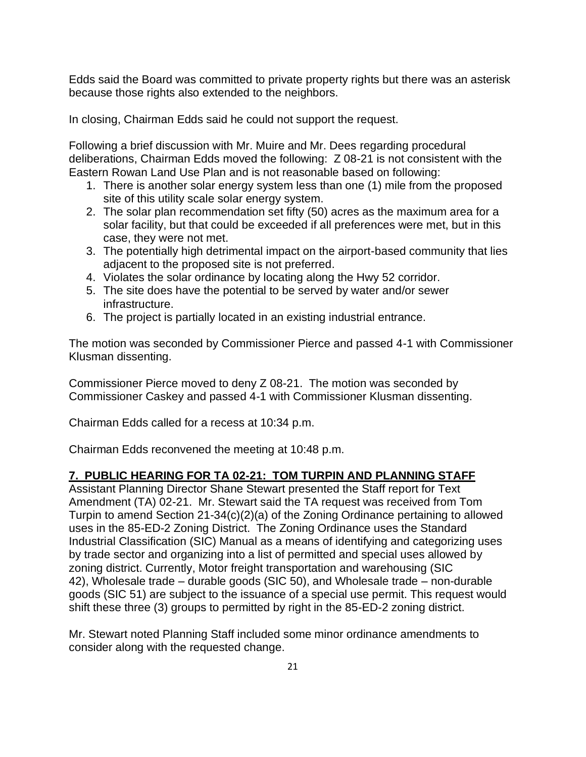Edds said the Board was committed to private property rights but there was an asterisk because those rights also extended to the neighbors.

In closing, Chairman Edds said he could not support the request.

Following a brief discussion with Mr. Muire and Mr. Dees regarding procedural deliberations, Chairman Edds moved the following: Z 08-21 is not consistent with the Eastern Rowan Land Use Plan and is not reasonable based on following:

1. There is another solar energy system less than one (1) mile from the proposed site of this utility scale solar energy system.
2. The solar plan recommendation set fifty (50) acres as the maximum area for a solar facility, but that could be exceeded if all preferences were met, but in this case, they were not met.
3. The potentially high detrimental impact on the airport-based community that lies adjacent to the proposed site is not preferred.
4. Violates the solar ordinance by locating along the Hwy 52 corridor.
5. The site does have the potential to be served by water and/or sewer infrastructure.
6. The project is partially located in an existing industrial entrance.

The motion was seconded by Commissioner Pierce and passed 4-1 with Commissioner Klusman dissenting.

Commissioner Pierce moved to deny Z 08-21. The motion was seconded by Commissioner Caskey and passed 4-1 with Commissioner Klusman dissenting.

Chairman Edds called for a recess at 10:34 p.m.

Chairman Edds reconvened the meeting at 10:48 p.m.

## 7. PUBLIC HEARING FOR TA 02-21: TOM TURPIN AND PLANNING STAFF

Assistant Planning Director Shane Stewart presented the Staff report for Text Amendment (TA) 02-21. Mr. Stewart said the TA request was received from Tom Turpin to amend Section 21-34(c)(2)(a) of the Zoning Ordinance pertaining to allowed uses in the 85-ED-2 Zoning District. The Zoning Ordinance uses the Standard Industrial Classification (SIC) Manual as a means of identifying and categorizing uses by trade sector and organizing into a list of permitted and special uses allowed by zoning district. Currently, Motor freight transportation and warehousing (SIC 42), Wholesale trade – durable goods (SIC 50), and Wholesale trade – non-durable goods (SIC 51) are subject to the issuance of a special use permit. This request would shift these three (3) groups to permitted by right in the 85-ED-2 zoning district.

Mr. Stewart noted Planning Staff included some minor ordinance amendments to consider along with the requested change.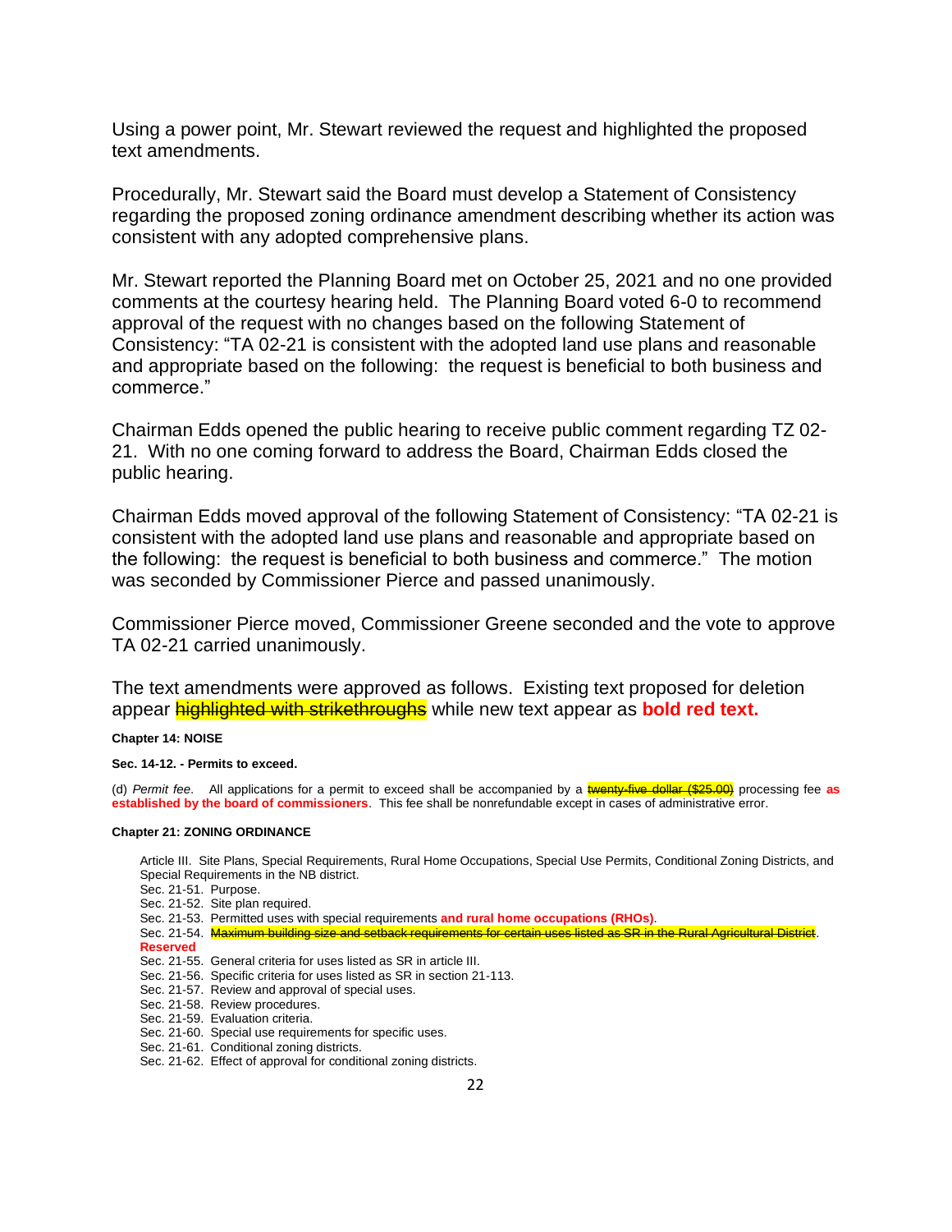Using a power point, Mr. Stewart reviewed the request and highlighted the proposed text amendments.

Procedurally, Mr. Stewart said the Board must develop a Statement of Consistency regarding the proposed zoning ordinance amendment describing whether its action was consistent with any adopted comprehensive plans.

Mr. Stewart reported the Planning Board met on October 25, 2021 and no one provided comments at the courtesy hearing held. The Planning Board voted 6-0 to recommend approval of the request with no changes based on the following Statement of Consistency: "TA 02-21 is consistent with the adopted land use plans and reasonable and appropriate based on the following: the request is beneficial to both business and commerce."

Chairman Edds opened the public hearing to receive public comment regarding TZ 02-21. With no one coming forward to address the Board, Chairman Edds closed the public hearing.

Chairman Edds moved approval of the following Statement of Consistency: "TA 02-21 is consistent with the adopted land use plans and reasonable and appropriate based on the following: the request is beneficial to both business and commerce." The motion was seconded by Commissioner Pierce and passed unanimously.

Commissioner Pierce moved, Commissioner Greene seconded and the vote to approve TA 02-21 carried unanimously.

The text amendments were approved as follows. Existing text proposed for deletion appear ~~highlighted with strikethroughs~~ while new text appear as **bold red text.**

**Chapter 14: NOISE**

**Sec. 14-12. - Permits to exceed.**

(d) *Permit fee*. All applications for a permit to exceed shall be accompanied by a ~~twenty-five dollar ($25.00)~~ processing fee **as established by the board of commissioners**. This fee shall be nonrefundable except in cases of administrative error.

**Chapter 21: ZONING ORDINANCE**

Article III. Site Plans, Special Requirements, Rural Home Occupations, Special Use Permits, Conditional Zoning Districts, and Special Requirements in the NB district.

Sec. 21-51. Purpose.
Sec. 21-52. Site plan required.
Sec. 21-53. Permitted uses with special requirements **and rural home occupations (RHOs)**.
Sec. 21-54. ~~Maximum building size and setback requirements for certain uses listed as SR in the Rural Agricultural District~~. **Reserved**
Sec. 21-55. General criteria for uses listed as SR in article III.
Sec. 21-56. Specific criteria for uses listed as SR in section 21-113.
Sec. 21-57. Review and approval of special uses.
Sec. 21-58. Review procedures.
Sec. 21-59. Evaluation criteria.
Sec. 21-60. Special use requirements for specific uses.
Sec. 21-61. Conditional zoning districts.
Sec. 21-62. Effect of approval for conditional zoning districts.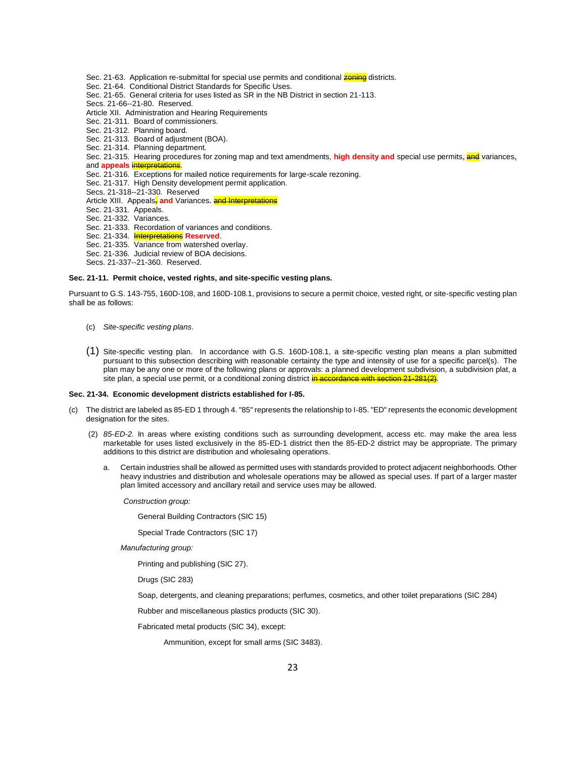Sec. 21-63. Application re-submittal for special use permits and conditional ~~zoning~~ districts.
Sec. 21-64. Conditional District Standards for Specific Uses.
Sec. 21-65. General criteria for uses listed as SR in the NB District in section 21-113.
Secs. 21-66--21-80. Reserved.
Article XII. Administration and Hearing Requirements
Sec. 21-311. Board of commissioners.
Sec. 21-312. Planning board.
Sec. 21-313. Board of adjustment (BOA).
Sec. 21-314. Planning department.
Sec. 21-315. Hearing procedures for zoning map and text amendments, **high density and** special use permits**,** ~~and~~ variances**,** and **appeals** ~~interpretations~~.
Sec. 21-316. Exceptions for mailed notice requirements for large-scale rezoning.
Sec. 21-317. High Density development permit application.
Secs. 21-318--21-330. Reserved
Article XIII. Appeals~~,~~ **and** Variances**.** ~~and Interpretations~~
Sec. 21-331. Appeals.
Sec. 21-332. Variances.
Sec. 21-333. Recordation of variances and conditions.
Sec. 21-334. ~~Interpretations~~ **Reserved**.
Sec. 21-335. Variance from watershed overlay.
Sec. 21-336. Judicial review of BOA decisions.
Secs. 21-337--21-360. Reserved.

**Sec. 21-11. Permit choice, vested rights, and site-specific vesting plans.**

Pursuant to G.S. 143-755, 160D-108, and 160D-108.1, provisions to secure a permit choice, vested right, or site-specific vesting plan shall be as follows:

(c) *Site-specific vesting plans*.

(1) Site-specific vesting plan. In accordance with G.S. 160D-108.1, a site-specific vesting plan means a plan submitted pursuant to this subsection describing with reasonable certainty the type and intensity of use for a specific parcel(s). The plan may be any one or more of the following plans or approvals: a planned development subdivision, a subdivision plat, a site plan, a special use permit, or a conditional zoning district ~~in accordance with section 21-281(2)~~.

**Sec. 21-34. Economic development districts established for I-85.**

(c) The district are labeled as 85-ED 1 through 4. "85" represents the relationship to I-85. "ED" represents the economic development designation for the sites.

(2) *85-ED-2.* In areas where existing conditions such as surrounding development, access etc. may make the area less marketable for uses listed exclusively in the 85-ED-1 district then the 85-ED-2 district may be appropriate. The primary additions to this district are distribution and wholesaling operations.

a. Certain industries shall be allowed as permitted uses with standards provided to protect adjacent neighborhoods. Other heavy industries and distribution and wholesale operations may be allowed as special uses. If part of a larger master plan limited accessory and ancillary retail and service uses may be allowed.

*Construction group:*

General Building Contractors (SIC 15)

Special Trade Contractors (SIC 17)

*Manufacturing group:*

Printing and publishing (SIC 27).

Drugs (SIC 283)

Soap, detergents, and cleaning preparations; perfumes, cosmetics, and other toilet preparations (SIC 284)

Rubber and miscellaneous plastics products (SIC 30).

Fabricated metal products (SIC 34), except:

Ammunition, except for small arms (SIC 3483).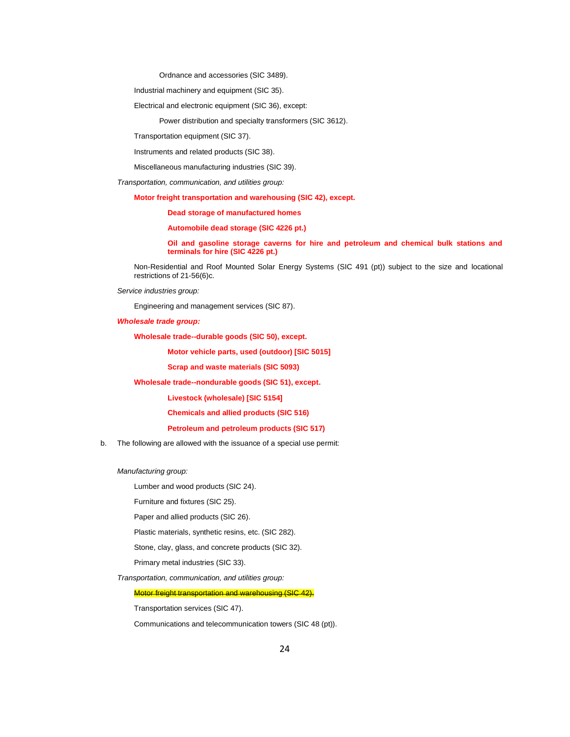Ordnance and accessories (SIC 3489).

Industrial machinery and equipment (SIC 35).

Electrical and electronic equipment (SIC 36), except:

Power distribution and specialty transformers (SIC 3612).

Transportation equipment (SIC 37).

Instruments and related products (SIC 38).

Miscellaneous manufacturing industries (SIC 39).

*Transportation, communication, and utilities group:*

**Motor freight transportation and warehousing (SIC 42), except.**

**Dead storage of manufactured homes**

**Automobile dead storage (SIC 4226 pt.)**

**Oil and gasoline storage caverns for hire and petroleum and chemical bulk stations and terminals for hire (SIC 4226 pt.)**

Non-Residential and Roof Mounted Solar Energy Systems (SIC 491 (pt)) subject to the size and locational restrictions of 21-56(6)c.

*Service industries group:*

Engineering and management services (SIC 87).

***Wholesale trade group:***

**Wholesale trade--durable goods (SIC 50), except.**

**Motor vehicle parts, used (outdoor) [SIC 5015]**

**Scrap and waste materials (SIC 5093)**

**Wholesale trade--nondurable goods (SIC 51), except.**

**Livestock (wholesale) [SIC 5154]**

**Chemicals and allied products (SIC 516)**

**Petroleum and petroleum products (SIC 517)**

b. The following are allowed with the issuance of a special use permit:

*Manufacturing group:*

Lumber and wood products (SIC 24).

Furniture and fixtures (SIC 25).

Paper and allied products (SIC 26).

Plastic materials, synthetic resins, etc. (SIC 282).

Stone, clay, glass, and concrete products (SIC 32).

Primary metal industries (SIC 33).

*Transportation, communication, and utilities group:*

~~Motor freight transportation and warehousing (SIC 42).~~

Transportation services (SIC 47).

Communications and telecommunication towers (SIC 48 (pt)).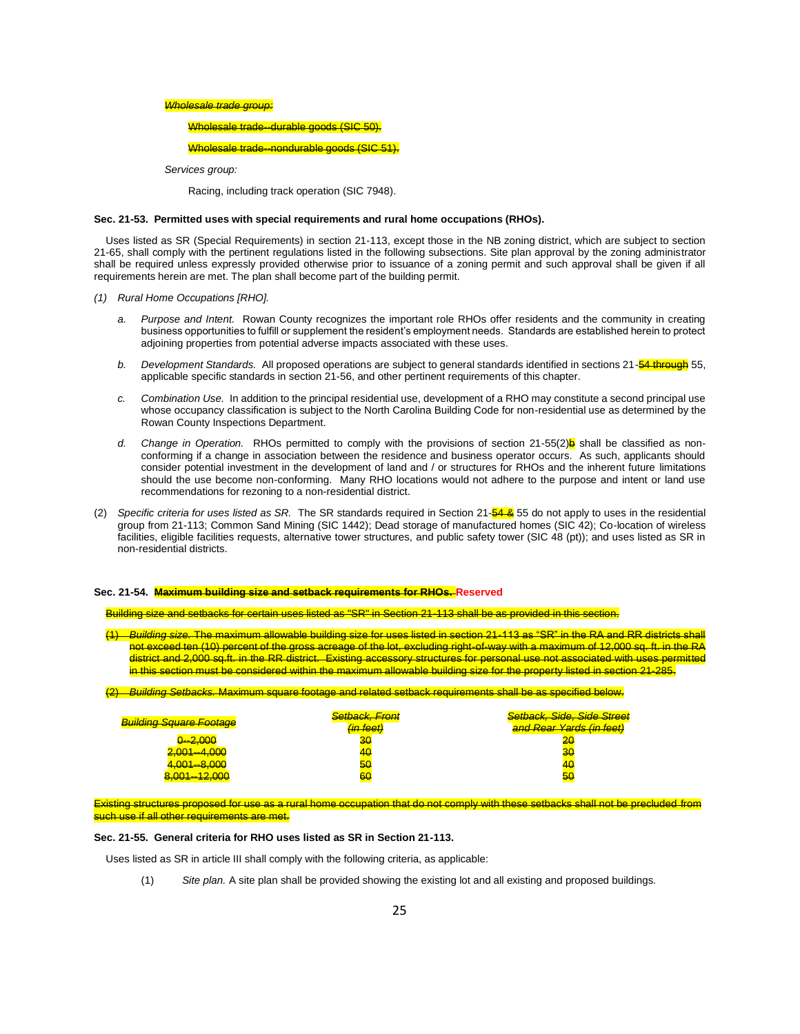*~~Wholesale trade group:~~*

~~Wholesale trade--durable goods (SIC 50).~~

~~Wholesale trade--nondurable goods (SIC 51).~~

*Services group:*

Racing, including track operation (SIC 7948).

**Sec. 21-53. Permitted uses with special requirements and rural home occupations (RHOs).**

Uses listed as SR (Special Requirements) in section 21-113, except those in the NB zoning district, which are subject to section 21-65, shall comply with the pertinent regulations listed in the following subsections. Site plan approval by the zoning administrator shall be required unless expressly provided otherwise prior to issuance of a zoning permit and such approval shall be given if all requirements herein are met. The plan shall become part of the building permit.

*(1) Rural Home Occupations [RHO].*

a. *Purpose and Intent.* Rowan County recognizes the important role RHOs offer residents and the community in creating business opportunities to fulfill or supplement the resident's employment needs. Standards are established herein to protect adjoining properties from potential adverse impacts associated with these uses.

b. *Development Standards.* All proposed operations are subject to general standards identified in sections 21-~~54 through~~ 55, applicable specific standards in section 21-56, and other pertinent requirements of this chapter.

c. *Combination Use.* In addition to the principal residential use, development of a RHO may constitute a second principal use whose occupancy classification is subject to the North Carolina Building Code for non-residential use as determined by the Rowan County Inspections Department.

d. *Change in Operation.* RHOs permitted to comply with the provisions of section 21-55(2)~~b~~ shall be classified as non-conforming if a change in association between the residence and business operator occurs. As such, applicants should consider potential investment in the development of land and / or structures for RHOs and the inherent future limitations should the use become non-conforming. Many RHO locations would not adhere to the purpose and intent or land use recommendations for rezoning to a non-residential district.

(2) *Specific criteria for uses listed as SR.* The SR standards required in Section 21-~~54 &~~ 55 do not apply to uses in the residential group from 21-113; Common Sand Mining (SIC 1442); Dead storage of manufactured homes (SIC 42); Co-location of wireless facilities, eligible facilities requests, alternative tower structures, and public safety tower (SIC 48 (pt)); and uses listed as SR in non-residential districts.

**Sec. 21-54. ~~Maximum building size and setback requirements for RHOs.~~ Reserved**

~~Building size and setbacks for certain uses listed as "SR" in Section 21-113 shall be as provided in this section.~~

~~(1) *Building size.* The maximum allowable building size for uses listed in section 21-113 as "SR" in the RA and RR districts shall not exceed ten (10) percent of the gross acreage of the lot, excluding right-of-way with a maximum of 12,000 sq. ft. in the RA district and 2,000 sq.ft. in the RR district. Existing accessory structures for personal use not associated with uses permitted in this section must be considered within the maximum allowable building size for the property listed in section 21-285.~~

~~(2) *Building Setbacks.* Maximum square footage and related setback requirements shall be as specified below.~~

| ~~*Building Square Footage*~~ | ~~*Setback, Front (in feet)*~~ | ~~*Setback, Side, Side Street and Rear Yards (in feet)*~~ |
|---|---|---|
| ~~0--2,000~~ | ~~30~~ | ~~20~~ |
| ~~2,001--4,000~~ | ~~40~~ | ~~30~~ |
| ~~4,001--8,000~~ | ~~50~~ | ~~40~~ |
| ~~8,001--12,000~~ | ~~60~~ | ~~50~~ |

~~Existing structures proposed for use as a rural home occupation that do not comply with these setbacks shall not be precluded from such use if all other requirements are met.~~

**Sec. 21-55. General criteria for RHO uses listed as SR in Section 21-113.**

Uses listed as SR in article III shall comply with the following criteria, as applicable:

(1) *Site plan.* A site plan shall be provided showing the existing lot and all existing and proposed buildings.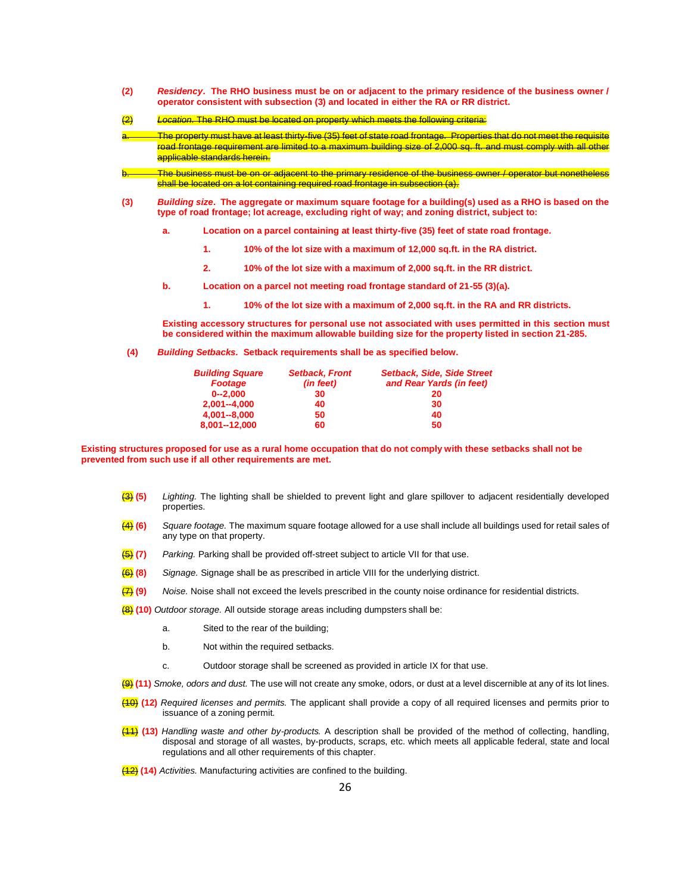(2) ***Residency*. The RHO business must be on or adjacent to the primary residence of the business owner / operator consistent with subsection (3) and located in either the RA or RR district.**

~~(2) *Location.* The RHO must be located on property which meets the following criteria:~~

~~a. The property must have at least thirty-five (35) feet of state road frontage. Properties that do not meet the requisite road frontage requirement are limited to a maximum building size of 2,000 sq. ft. and must comply with all other applicable standards herein.~~

~~b. The business must be on or adjacent to the primary residence of the business owner / operator but nonetheless shall be located on a lot containing required road frontage in subsection (a).~~

(3) ***Building size*. The aggregate or maximum square footage for a building(s) used as a RHO is based on the type of road frontage; lot acreage, excluding right of way; and zoning district, subject to:**

**a. Location on a parcel containing at least thirty-five (35) feet of state road frontage.**

**1. 10% of the lot size with a maximum of 12,000 sq.ft. in the RA district.**

**2. 10% of the lot size with a maximum of 2,000 sq.ft. in the RR district.**

**b. Location on a parcel not meeting road frontage standard of 21-55 (3)(a).**

**1. 10% of the lot size with a maximum of 2,000 sq.ft. in the RA and RR districts.**

**Existing accessory structures for personal use not associated with uses permitted in this section must be considered within the maximum allowable building size for the property listed in section 21-285.**

(4) ***Building Setbacks*. Setback requirements shall be as specified below.**

| *Building Square Footage* | *Setback, Front (in feet)* | *Setback, Side, Side Street and Rear Yards (in feet)* |
|---|---|---|
| 0--2,000 | 30 | 20 |
| 2,001--4,000 | 40 | 30 |
| 4,001--8,000 | 50 | 40 |
| 8,001--12,000 | 60 | 50 |

**Existing structures proposed for use as a rural home occupation that do not comply with these setbacks shall not be prevented from such use if all other requirements are met.**

~~(3)~~ **(5)** *Lighting.* The lighting shall be shielded to prevent light and glare spillover to adjacent residentially developed properties.

~~(4)~~ **(6)** *Square footage.* The maximum square footage allowed for a use shall include all buildings used for retail sales of any type on that property.

~~(5)~~ **(7)** *Parking.* Parking shall be provided off-street subject to article VII for that use.

~~(6)~~ **(8)** *Signage.* Signage shall be as prescribed in article VIII for the underlying district.

~~(7)~~ **(9)** *Noise.* Noise shall not exceed the levels prescribed in the county noise ordinance for residential districts.

~~(8)~~ **(10)** *Outdoor storage.* All outside storage areas including dumpsters shall be:

a. Sited to the rear of the building;

b. Not within the required setbacks.

c. Outdoor storage shall be screened as provided in article IX for that use.

~~(9)~~ **(11)** *Smoke, odors and dust.* The use will not create any smoke, odors, or dust at a level discernible at any of its lot lines.

~~(10)~~ **(12)** *Required licenses and permits.* The applicant shall provide a copy of all required licenses and permits prior to issuance of a zoning permit.

~~(11)~~ **(13)** *Handling waste and other by-products.* A description shall be provided of the method of collecting, handling, disposal and storage of all wastes, by-products, scraps, etc. which meets all applicable federal, state and local regulations and all other requirements of this chapter.

~~(12)~~ **(14)** *Activities.* Manufacturing activities are confined to the building.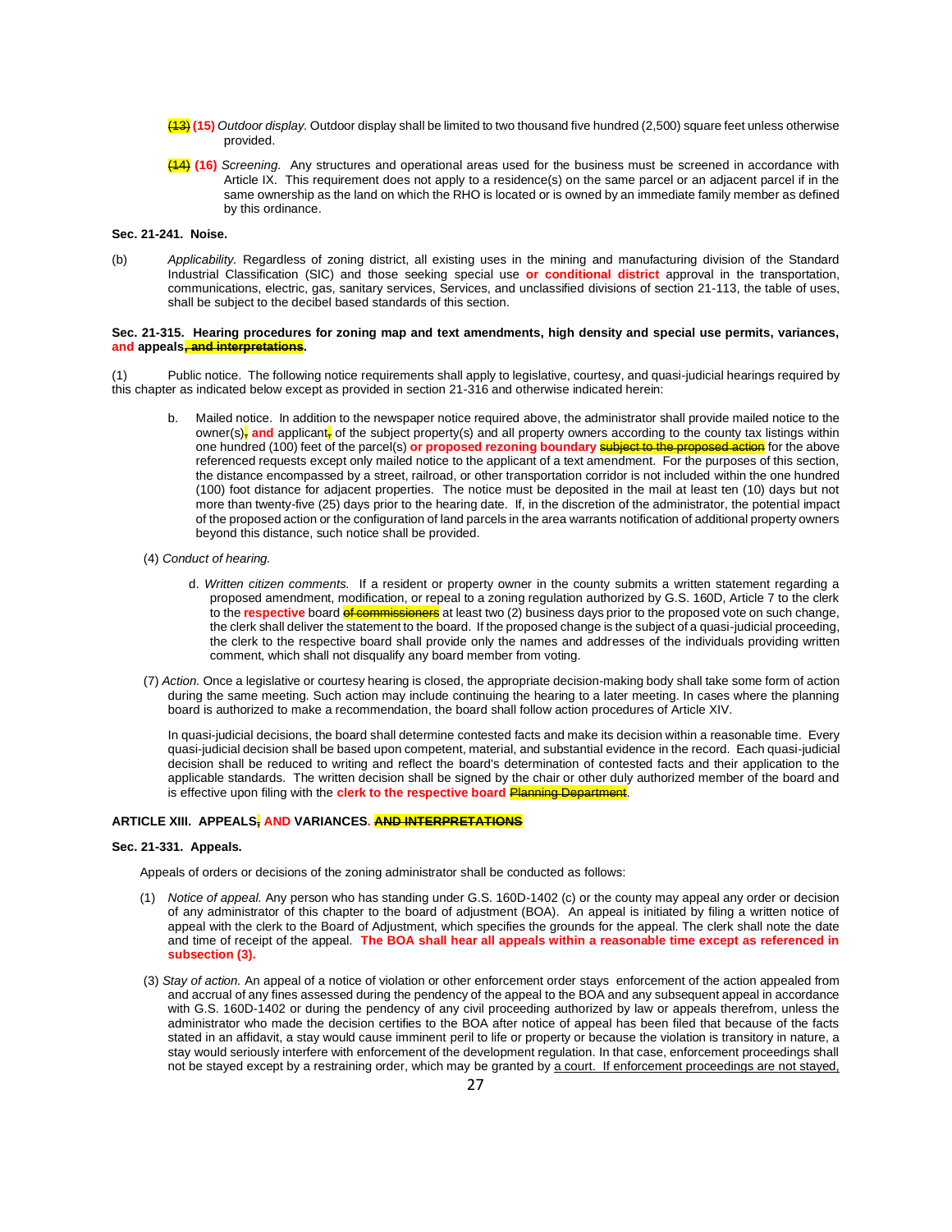~~(13)~~ **(15)** *Outdoor display.* Outdoor display shall be limited to two thousand five hundred (2,500) square feet unless otherwise provided.

~~(14)~~ **(16)** *Screening.* Any structures and operational areas used for the business must be screened in accordance with Article IX. This requirement does not apply to a residence(s) on the same parcel or an adjacent parcel if in the same ownership as the land on which the RHO is located or is owned by an immediate family member as defined by this ordinance.

**Sec. 21-241. Noise.**

(b) *Applicability.* Regardless of zoning district, all existing uses in the mining and manufacturing division of the Standard Industrial Classification (SIC) and those seeking special use **or conditional district** approval in the transportation, communications, electric, gas, sanitary services, Services, and unclassified divisions of section 21-113, the table of uses, shall be subject to the decibel based standards of this section.

**Sec. 21-315. Hearing procedures for zoning map and text amendments, high density and special use permits, variances, and appeals~~, and interpretations~~.**

(1) Public notice. The following notice requirements shall apply to legislative, courtesy, and quasi-judicial hearings required by this chapter as indicated below except as provided in section 21-316 and otherwise indicated herein:

b. Mailed notice. In addition to the newspaper notice required above, the administrator shall provide mailed notice to the owner(s)~~,~~ **and** applicant~~,~~ of the subject property(s) and all property owners according to the county tax listings within one hundred (100) feet of the parcel(s) **or proposed rezoning boundary** ~~subject to the proposed action~~ for the above referenced requests except only mailed notice to the applicant of a text amendment. For the purposes of this section, the distance encompassed by a street, railroad, or other transportation corridor is not included within the one hundred (100) foot distance for adjacent properties. The notice must be deposited in the mail at least ten (10) days but not more than twenty-five (25) days prior to the hearing date. If, in the discretion of the administrator, the potential impact of the proposed action or the configuration of land parcels in the area warrants notification of additional property owners beyond this distance, such notice shall be provided.

(4) *Conduct of hearing.*

d. *Written citizen comments.* If a resident or property owner in the county submits a written statement regarding a proposed amendment, modification, or repeal to a zoning regulation authorized by G.S. 160D, Article 7 to the clerk to the **respective** board ~~of commissioners~~ at least two (2) business days prior to the proposed vote on such change, the clerk shall deliver the statement to the board. If the proposed change is the subject of a quasi-judicial proceeding, the clerk to the respective board shall provide only the names and addresses of the individuals providing written comment, which shall not disqualify any board member from voting.

(7) *Action.* Once a legislative or courtesy hearing is closed, the appropriate decision-making body shall take some form of action during the same meeting. Such action may include continuing the hearing to a later meeting. In cases where the planning board is authorized to make a recommendation, the board shall follow action procedures of Article XIV.

In quasi-judicial decisions, the board shall determine contested facts and make its decision within a reasonable time. Every quasi-judicial decision shall be based upon competent, material, and substantial evidence in the record. Each quasi-judicial decision shall be reduced to writing and reflect the board's determination of contested facts and their application to the applicable standards. The written decision shall be signed by the chair or other duly authorized member of the board and is effective upon filing with the **clerk to the respective board** ~~Planning Department~~.

**ARTICLE XIII. APPEALS~~,~~ AND VARIANCES. ~~AND INTERPRETATIONS~~**

**Sec. 21-331. Appeals.**

Appeals of orders or decisions of the zoning administrator shall be conducted as follows:

(1) *Notice of appeal.* Any person who has standing under G.S. 160D-1402 (c) or the county may appeal any order or decision of any administrator of this chapter to the board of adjustment (BOA). An appeal is initiated by filing a written notice of appeal with the clerk to the Board of Adjustment, which specifies the grounds for the appeal. The clerk shall note the date and time of receipt of the appeal. **The BOA shall hear all appeals within a reasonable time except as referenced in subsection (3).**

(3) *Stay of action.* An appeal of a notice of violation or other enforcement order stays enforcement of the action appealed from and accrual of any fines assessed during the pendency of the appeal to the BOA and any subsequent appeal in accordance with G.S. 160D-1402 or during the pendency of any civil proceeding authorized by law or appeals therefrom, unless the administrator who made the decision certifies to the BOA after notice of appeal has been filed that because of the facts stated in an affidavit, a stay would cause imminent peril to life or property or because the violation is transitory in nature, a stay would seriously interfere with enforcement of the development regulation. In that case, enforcement proceedings shall not be stayed except by a restraining order, which may be granted by a court. If enforcement proceedings are not stayed,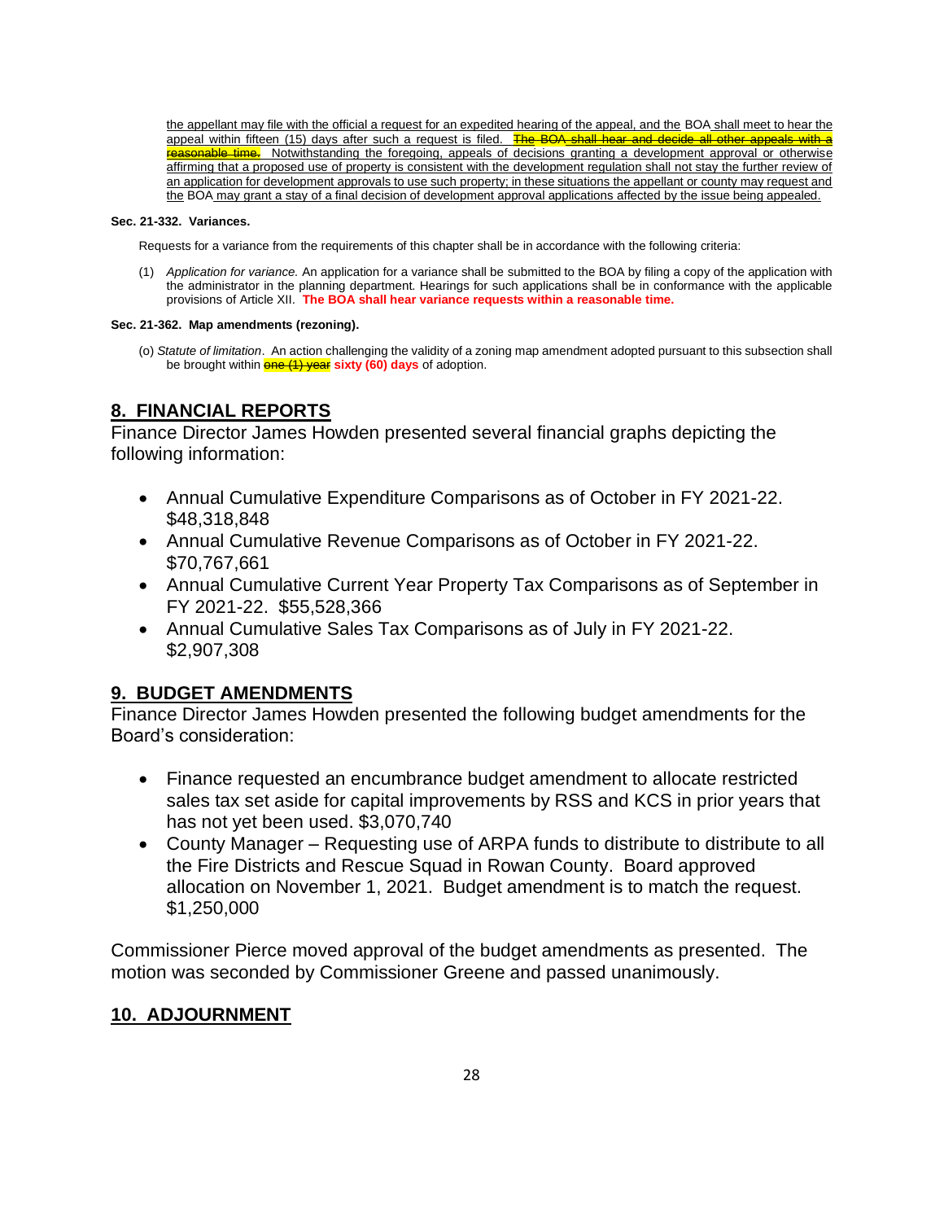the appellant may file with the official a request for an expedited hearing of the appeal, and the BOA shall meet to hear the appeal within fifteen (15) days after such a request is filed. ~~The BOA shall hear and decide all other appeals with a reasonable time.~~ Notwithstanding the foregoing, appeals of decisions granting a development approval or otherwise affirming that a proposed use of property is consistent with the development regulation shall not stay the further review of an application for development approvals to use such property; in these situations the appellant or county may request and the BOA may grant a stay of a final decision of development approval applications affected by the issue being appealed.

**Sec. 21-332. Variances.**

Requests for a variance from the requirements of this chapter shall be in accordance with the following criteria:

(1) *Application for variance.* An application for a variance shall be submitted to the BOA by filing a copy of the application with the administrator in the planning department. Hearings for such applications shall be in conformance with the applicable provisions of Article XII. **The BOA shall hear variance requests within a reasonable time.**

**Sec. 21-362. Map amendments (rezoning).**

(o) *Statute of limitation*. An action challenging the validity of a zoning map amendment adopted pursuant to this subsection shall be brought within ~~one (1) year~~ **sixty (60) days** of adoption.

## 8. FINANCIAL REPORTS

Finance Director James Howden presented several financial graphs depicting the following information:

- Annual Cumulative Expenditure Comparisons as of October in FY 2021-22. $48,318,848
- Annual Cumulative Revenue Comparisons as of October in FY 2021-22. $70,767,661
- Annual Cumulative Current Year Property Tax Comparisons as of September in FY 2021-22. $55,528,366
- Annual Cumulative Sales Tax Comparisons as of July in FY 2021-22. $2,907,308

## 9. BUDGET AMENDMENTS

Finance Director James Howden presented the following budget amendments for the Board's consideration:

- Finance requested an encumbrance budget amendment to allocate restricted sales tax set aside for capital improvements by RSS and KCS in prior years that has not yet been used. $3,070,740
- County Manager – Requesting use of ARPA funds to distribute to distribute to all the Fire Districts and Rescue Squad in Rowan County. Board approved allocation on November 1, 2021. Budget amendment is to match the request. $1,250,000

Commissioner Pierce moved approval of the budget amendments as presented. The motion was seconded by Commissioner Greene and passed unanimously.

## 10. ADJOURNMENT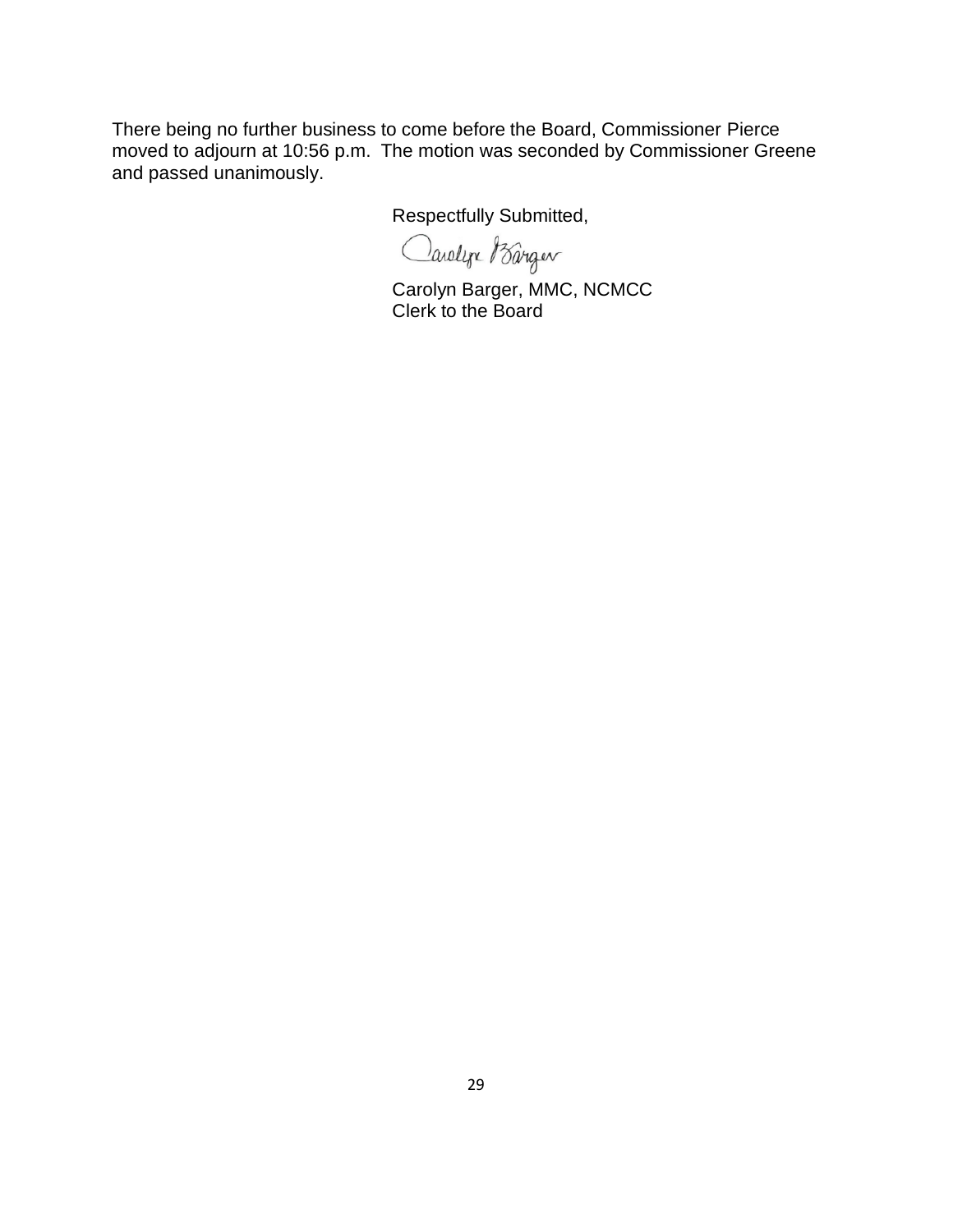There being no further business to come before the Board, Commissioner Pierce moved to adjourn at 10:56 p.m. The motion was seconded by Commissioner Greene and passed unanimously.

Respectfully Submitted,

Carolyn Barger

Carolyn Barger, MMC, NCMCC
Clerk to the Board